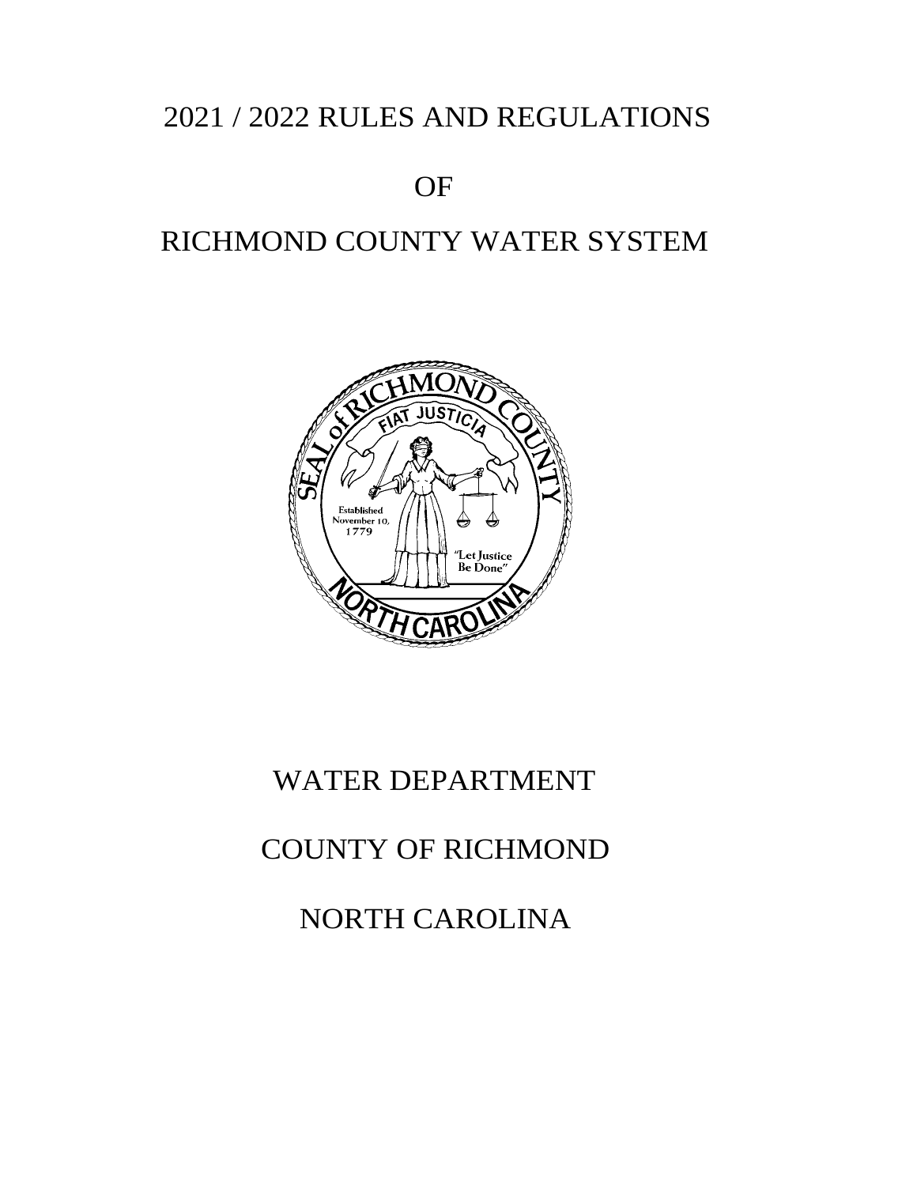# 2021 / 2022 RULES AND REGULATIONS

# OF

# RICHMOND COUNTY WATER SYSTEM

## WATER DEPARTMENT

## COUNTY OF RICHMOND

## NORTH CAROLINA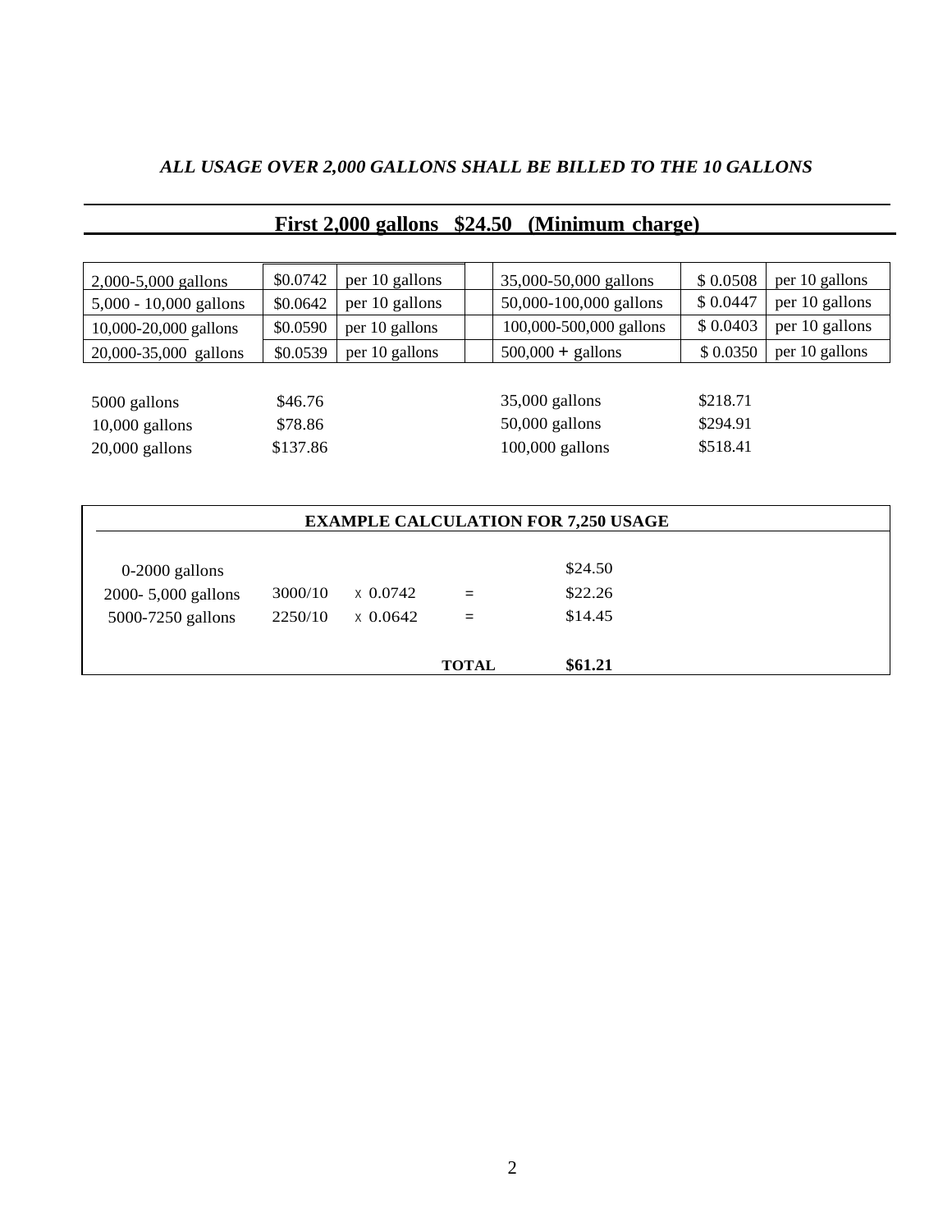***ALL USAGE OVER 2,000 GALLONS SHALL BE BILLED TO THE 10 GALLONS***

## First 2,000 gallons $24.50 (Minimum charge)

| | | | | | | |
|---|---|---|---|---|---|---|
| 2,000-5,000 gallons | $0.0742 | per 10 gallons | | 35,000-50,000 gallons | $ 0.0508 | per 10 gallons |
| 5,000 - 10,000 gallons | $0.0642 | per 10 gallons | | 50,000-100,000 gallons | $ 0.0447 | per 10 gallons |
| 10,000-20,000 gallons | $0.0590 | per 10 gallons | | 100,000-500,000 gallons | $ 0.0403 | per 10 gallons |
| 20,000-35,000 gallons | $0.0539 | per 10 gallons | | 500,000 + gallons | $ 0.0350 | per 10 gallons |

| | | | | |
|---|---|---|---|---|
| 5000 gallons | $46.76 | | 35,000 gallons | $218.71 |
| 10,000 gallons | $78.86 | | 50,000 gallons | $294.91 |
| 20,000 gallons | $137.86 | | 100,000 gallons | $518.41 |

**EXAMPLE CALCULATION FOR 7,250 USAGE**

| | | | | |
|---|---|---|---|---|
| 0-2000 gallons | | | | $24.50 |
| 2000- 5,000 gallons | 3000/10 | x 0.0742 | = | $22.26 |
| 5000-7250 gallons | 2250/10 | x 0.0642 | = | $14.45 |
| | | | **TOTAL** | **$61.21** |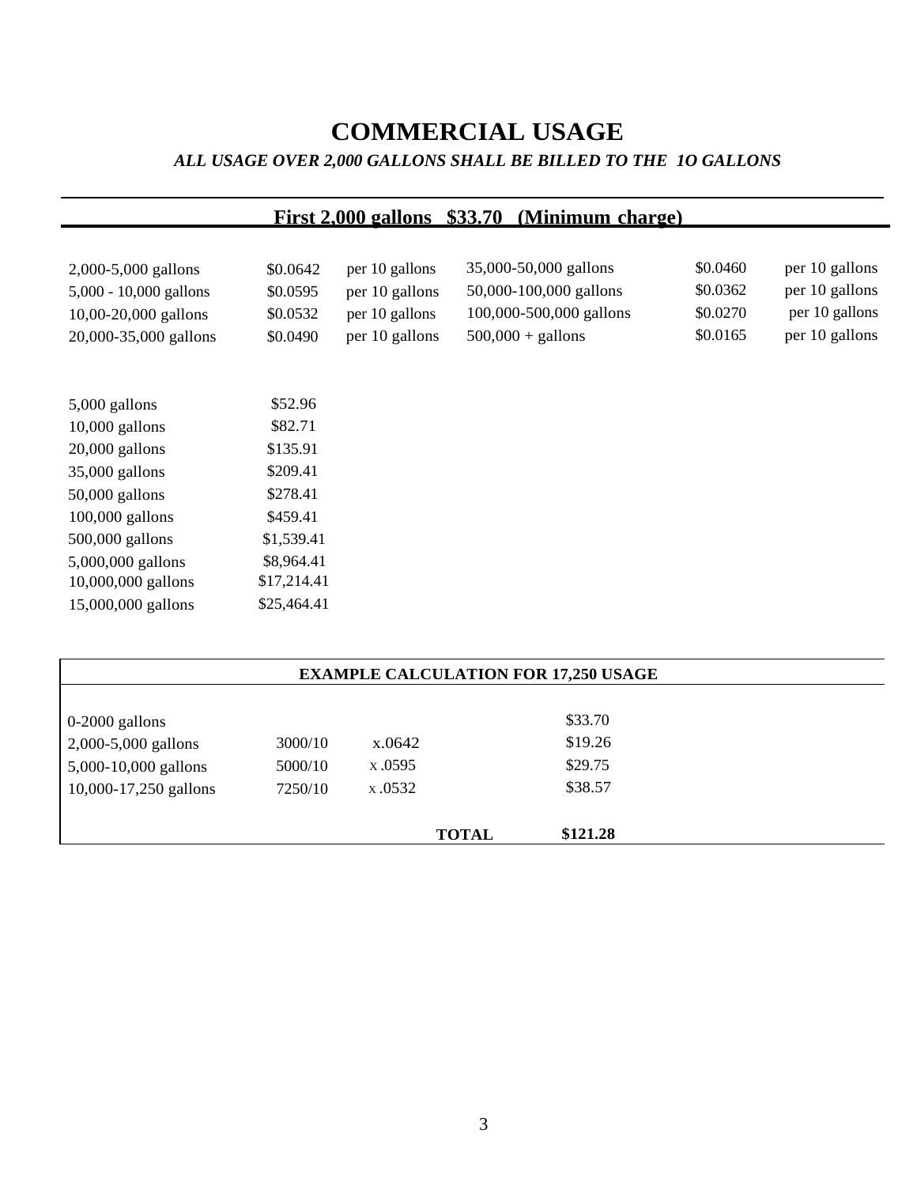# COMMERCIAL USAGE

***ALL USAGE OVER 2,000 GALLONS SHALL BE BILLED TO THE 1O GALLONS***

**First 2,000 gallons $33.70 (Minimum charge)**

| | | | | | |
|---|---|---|---|---|---|
| 2,000-5,000 gallons | $0.0642 | per 10 gallons | 35,000-50,000 gallons | $0.0460 | per 10 gallons |
| 5,000 - 10,000 gallons | $0.0595 | per 10 gallons | 50,000-100,000 gallons | $0.0362 | per 10 gallons |
| 10,00-20,000 gallons | $0.0532 | per 10 gallons | 100,000-500,000 gallons | $0.0270 | per 10 gallons |
| 20,000-35,000 gallons | $0.0490 | per 10 gallons | 500,000 + gallons | $0.0165 | per 10 gallons |

| | |
|---|---|
| 5,000 gallons | $52.96 |
| 10,000 gallons | $82.71 |
| 20,000 gallons | $135.91 |
| 35,000 gallons | $209.41 |
| 50,000 gallons | $278.41 |
| 100,000 gallons | $459.41 |
| 500,000 gallons | $1,539.41 |
| 5,000,000 gallons | $8,964.41 |
| 10,000,000 gallons | $17,214.41 |
| 15,000,000 gallons | $25,464.41 |

| EXAMPLE CALCULATION FOR 17,250 USAGE | | | | |
|---|---|---|---|---|
| 0-2000 gallons | | | | $33.70 |
| 2,000-5,000 gallons | 3000/10 | x.0642 | | $19.26 |
| 5,000-10,000 gallons | 5000/10 | x .0595 | | $29.75 |
| 10,000-17,250 gallons | 7250/10 | x .0532 | | $38.57 |
| | | | **TOTAL** | **$121.28** |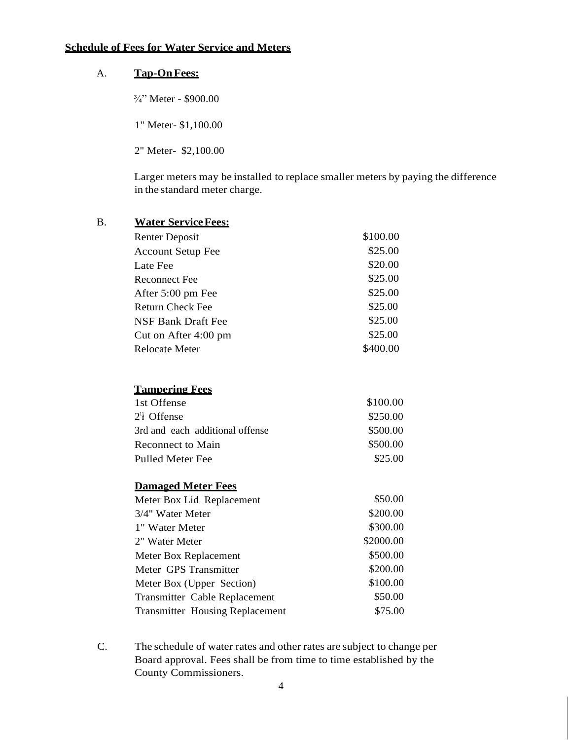**Schedule of Fees for Water Service and Meters**

A. **Tap-On Fees:**

¾" Meter - $900.00

1" Meter- $1,100.00

2" Meter- $2,100.00

Larger meters may be installed to replace smaller meters by paying the difference in the standard meter charge.

B. **Water Service Fees:**

| | |
|---|---|
| Renter Deposit | $100.00 |
| Account Setup Fee | $25.00 |
| Late Fee | $20.00 |
| Reconnect Fee | $25.00 |
| After 5:00 pm Fee | $25.00 |
| Return Check Fee | $25.00 |
| NSF Bank Draft Fee | $25.00 |
| Cut on After 4:00 pm | $25.00 |
| Relocate Meter | $400.00 |

**Tampering Fees**

| | |
|---|---|
| 1st Offense | $100.00 |
| 2nd Offense | $250.00 |
| 3rd and each additional offense | $500.00 |
| Reconnect to Main | $500.00 |
| Pulled Meter Fee | $25.00 |

**Damaged Meter Fees**

| | |
|---|---|
| Meter Box Lid Replacement | $50.00 |
| 3/4" Water Meter | $200.00 |
| 1" Water Meter | $300.00 |
| 2" Water Meter | $2000.00 |
| Meter Box Replacement | $500.00 |
| Meter GPS Transmitter | $200.00 |
| Meter Box (Upper Section) | $100.00 |
| Transmitter Cable Replacement | $50.00 |
| Transmitter Housing Replacement | $75.00 |

C. The schedule of water rates and other rates are subject to change per Board approval. Fees shall be from time to time established by the County Commissioners.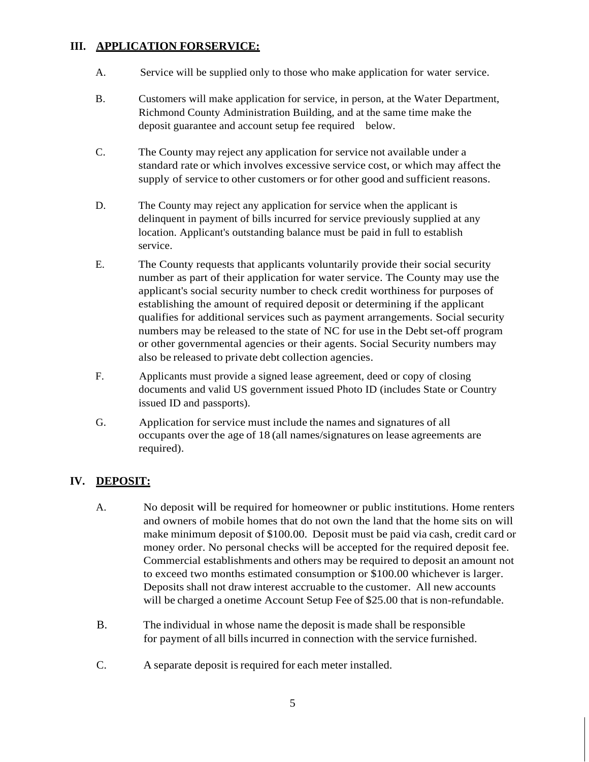## III. APPLICATION FORSERVICE:

A. Service will be supplied only to those who make application for water service.

B. Customers will make application for service, in person, at the Water Department, Richmond County Administration Building, and at the same time make the deposit guarantee and account setup fee required below.

C. The County may reject any application for service not available under a standard rate or which involves excessive service cost, or which may affect the supply of service to other customers or for other good and sufficient reasons.

D. The County may reject any application for service when the applicant is delinquent in payment of bills incurred for service previously supplied at any location. Applicant's outstanding balance must be paid in full to establish service.

E. The County requests that applicants voluntarily provide their social security number as part of their application for water service. The County may use the applicant's social security number to check credit worthiness for purposes of establishing the amount of required deposit or determining if the applicant qualifies for additional services such as payment arrangements. Social security numbers may be released to the state of NC for use in the Debt set-off program or other governmental agencies or their agents. Social Security numbers may also be released to private debt collection agencies.

F. Applicants must provide a signed lease agreement, deed or copy of closing documents and valid US government issued Photo ID (includes State or Country issued ID and passports).

G. Application for service must include the names and signatures of all occupants over the age of 18 (all names/signatures on lease agreements are required).

## IV. DEPOSIT:

A. No deposit will be required for homeowner or public institutions. Home renters and owners of mobile homes that do not own the land that the home sits on will make minimum deposit of $100.00. Deposit must be paid via cash, credit card or money order. No personal checks will be accepted for the required deposit fee. Commercial establishments and others may be required to deposit an amount not to exceed two months estimated consumption or $100.00 whichever is larger. Deposits shall not draw interest accruable to the customer. All new accounts will be charged a onetime Account Setup Fee of $25.00 that is non-refundable.

B. The individual in whose name the deposit is made shall be responsible for payment of all bills incurred in connection with the service furnished.

C. A separate deposit is required for each meter installed.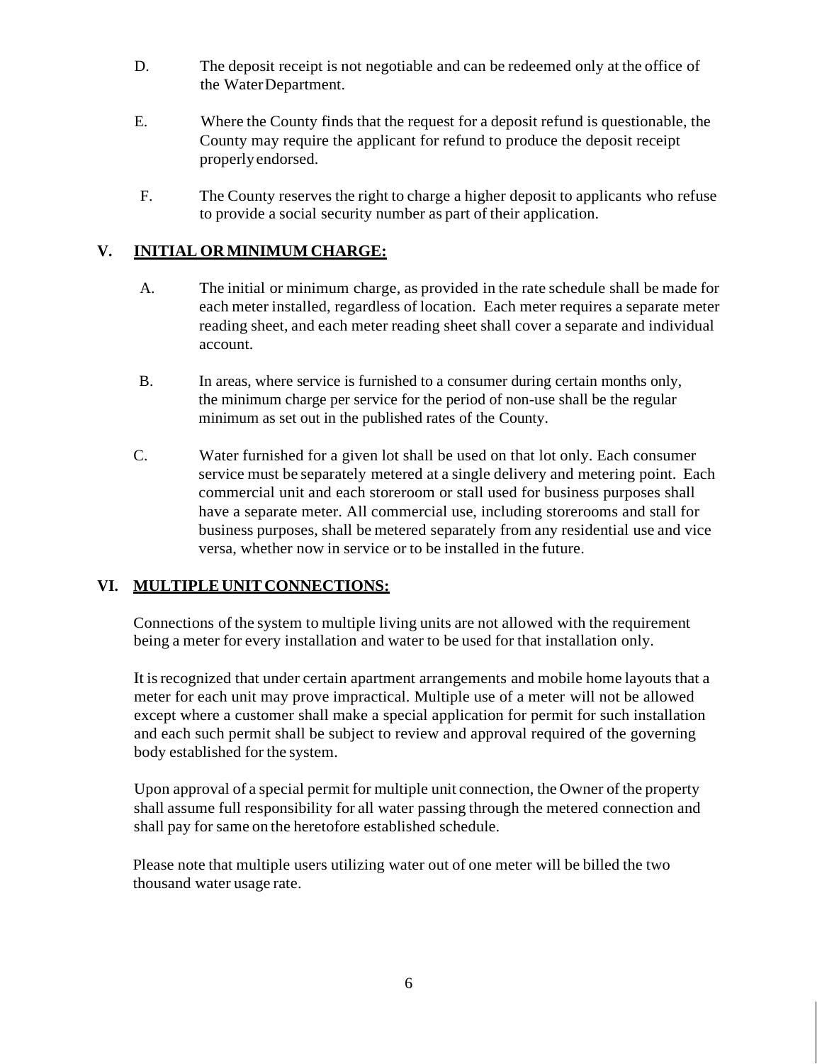D. The deposit receipt is not negotiable and can be redeemed only at the office of the Water Department.

E. Where the County finds that the request for a deposit refund is questionable, the County may require the applicant for refund to produce the deposit receipt properly endorsed.

F. The County reserves the right to charge a higher deposit to applicants who refuse to provide a social security number as part of their application.

## V. INITIAL OR MINIMUM CHARGE:

A. The initial or minimum charge, as provided in the rate schedule shall be made for each meter installed, regardless of location. Each meter requires a separate meter reading sheet, and each meter reading sheet shall cover a separate and individual account.

B. In areas, where service is furnished to a consumer during certain months only, the minimum charge per service for the period of non-use shall be the regular minimum as set out in the published rates of the County.

C. Water furnished for a given lot shall be used on that lot only. Each consumer service must be separately metered at a single delivery and metering point. Each commercial unit and each storeroom or stall used for business purposes shall have a separate meter. All commercial use, including storerooms and stall for business purposes, shall be metered separately from any residential use and vice versa, whether now in service or to be installed in the future.

## VI. MULTIPLE UNIT CONNECTIONS:

Connections of the system to multiple living units are not allowed with the requirement being a meter for every installation and water to be used for that installation only.

It is recognized that under certain apartment arrangements and mobile home layouts that a meter for each unit may prove impractical. Multiple use of a meter will not be allowed except where a customer shall make a special application for permit for such installation and each such permit shall be subject to review and approval required of the governing body established for the system.

Upon approval of a special permit for multiple unit connection, the Owner of the property shall assume full responsibility for all water passing through the metered connection and shall pay for same on the heretofore established schedule.

Please note that multiple users utilizing water out of one meter will be billed the two thousand water usage rate.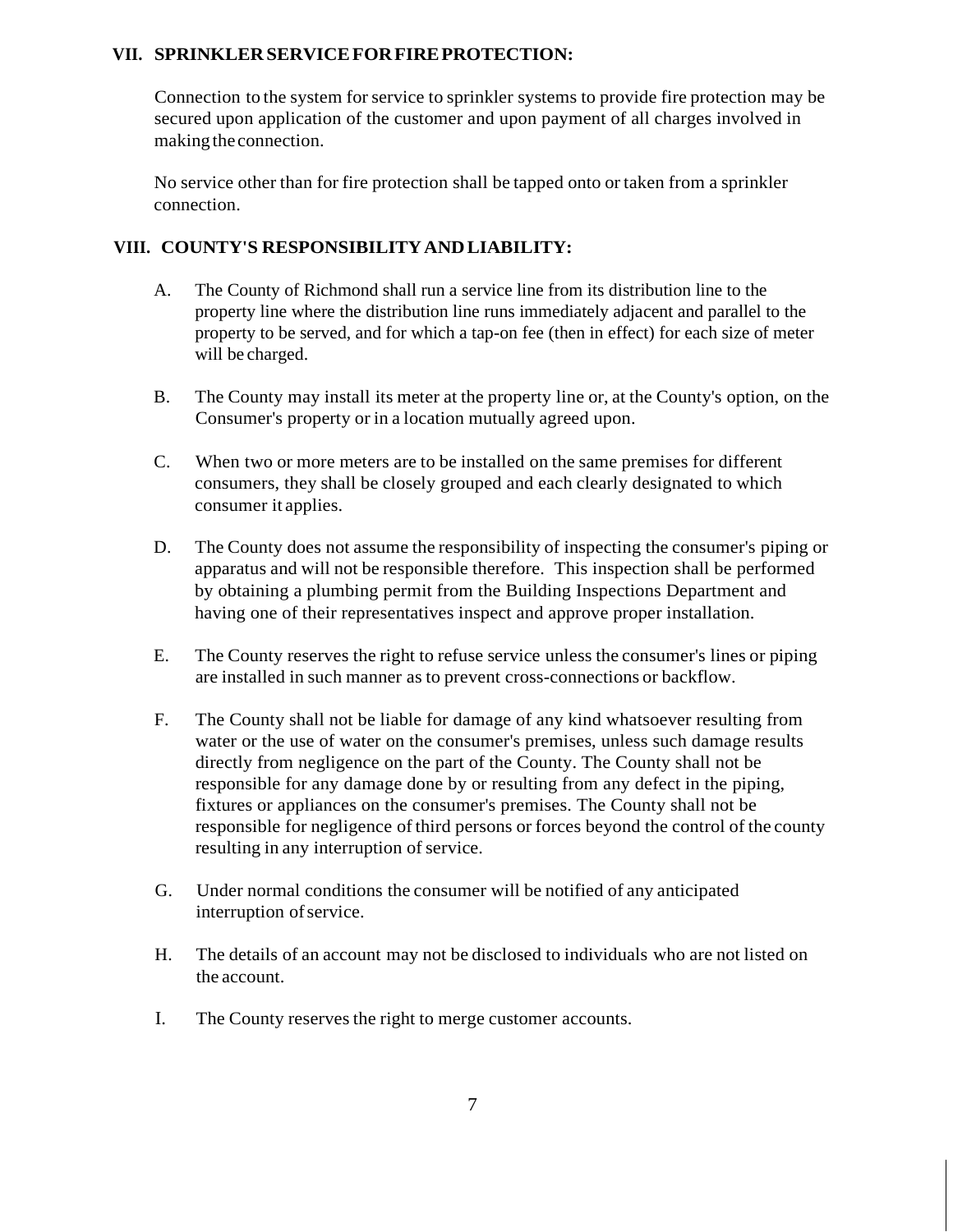## VII. SPRINKLER SERVICE FOR FIRE PROTECTION:

Connection to the system for service to sprinkler systems to provide fire protection may be secured upon application of the customer and upon payment of all charges involved in making the connection.

No service other than for fire protection shall be tapped onto or taken from a sprinkler connection.

## VIII. COUNTY'S RESPONSIBILITY AND LIABILITY:

A. The County of Richmond shall run a service line from its distribution line to the property line where the distribution line runs immediately adjacent and parallel to the property to be served, and for which a tap-on fee (then in effect) for each size of meter will be charged.

B. The County may install its meter at the property line or, at the County's option, on the Consumer's property or in a location mutually agreed upon.

C. When two or more meters are to be installed on the same premises for different consumers, they shall be closely grouped and each clearly designated to which consumer it applies.

D. The County does not assume the responsibility of inspecting the consumer's piping or apparatus and will not be responsible therefore. This inspection shall be performed by obtaining a plumbing permit from the Building Inspections Department and having one of their representatives inspect and approve proper installation.

E. The County reserves the right to refuse service unless the consumer's lines or piping are installed in such manner as to prevent cross-connections or backflow.

F. The County shall not be liable for damage of any kind whatsoever resulting from water or the use of water on the consumer's premises, unless such damage results directly from negligence on the part of the County. The County shall not be responsible for any damage done by or resulting from any defect in the piping, fixtures or appliances on the consumer's premises. The County shall not be responsible for negligence of third persons or forces beyond the control of the county resulting in any interruption of service.

G. Under normal conditions the consumer will be notified of any anticipated interruption of service.

H. The details of an account may not be disclosed to individuals who are not listed on the account.

I. The County reserves the right to merge customer accounts.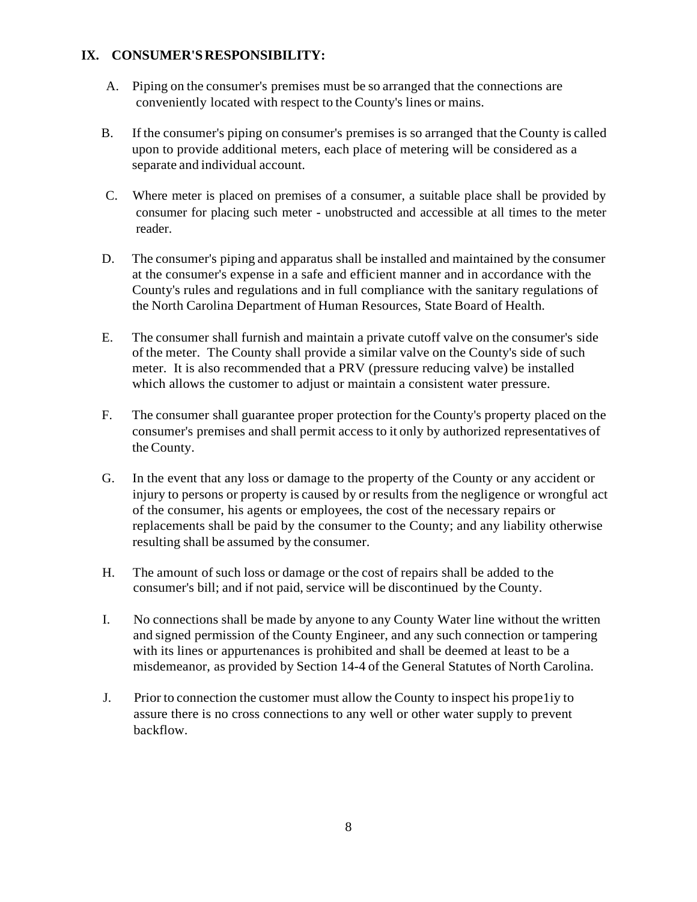## IX. CONSUMER'S RESPONSIBILITY:

A. Piping on the consumer's premises must be so arranged that the connections are conveniently located with respect to the County's lines or mains.

B. If the consumer's piping on consumer's premises is so arranged that the County is called upon to provide additional meters, each place of metering will be considered as a separate and individual account.

C. Where meter is placed on premises of a consumer, a suitable place shall be provided by consumer for placing such meter - unobstructed and accessible at all times to the meter reader.

D. The consumer's piping and apparatus shall be installed and maintained by the consumer at the consumer's expense in a safe and efficient manner and in accordance with the County's rules and regulations and in full compliance with the sanitary regulations of the North Carolina Department of Human Resources, State Board of Health.

E. The consumer shall furnish and maintain a private cutoff valve on the consumer's side of the meter. The County shall provide a similar valve on the County's side of such meter. It is also recommended that a PRV (pressure reducing valve) be installed which allows the customer to adjust or maintain a consistent water pressure.

F. The consumer shall guarantee proper protection for the County's property placed on the consumer's premises and shall permit access to it only by authorized representatives of the County.

G. In the event that any loss or damage to the property of the County or any accident or injury to persons or property is caused by or results from the negligence or wrongful act of the consumer, his agents or employees, the cost of the necessary repairs or replacements shall be paid by the consumer to the County; and any liability otherwise resulting shall be assumed by the consumer.

H. The amount of such loss or damage or the cost of repairs shall be added to the consumer's bill; and if not paid, service will be discontinued by the County.

I. No connections shall be made by anyone to any County Water line without the written and signed permission of the County Engineer, and any such connection or tampering with its lines or appurtenances is prohibited and shall be deemed at least to be a misdemeanor, as provided by Section 14-4 of the General Statutes of North Carolina.

J. Prior to connection the customer must allow the County to inspect his prope1iy to assure there is no cross connections to any well or other water supply to prevent backflow.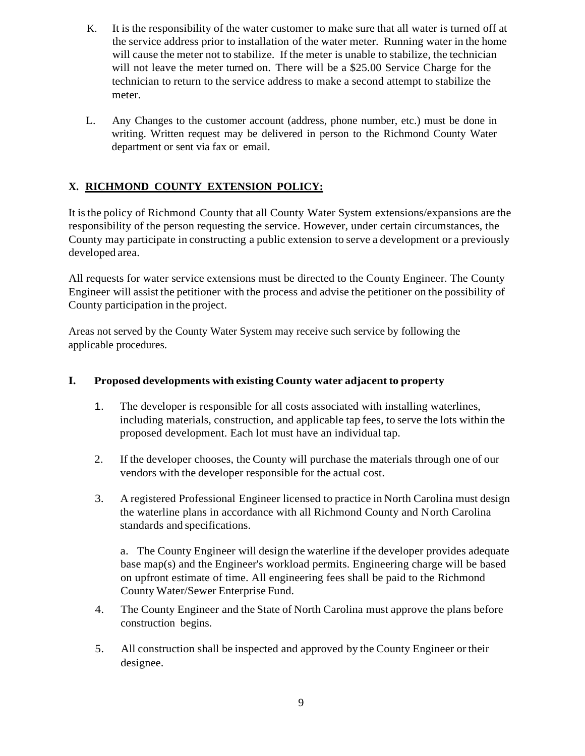K. It is the responsibility of the water customer to make sure that all water is turned off at the service address prior to installation of the water meter. Running water in the home will cause the meter not to stabilize. If the meter is unable to stabilize, the technician will not leave the meter turned on. There will be a $25.00 Service Charge for the technician to return to the service address to make a second attempt to stabilize the meter.

L. Any Changes to the customer account (address, phone number, etc.) must be done in writing. Written request may be delivered in person to the Richmond County Water department or sent via fax or email.

## X. RICHMOND COUNTY EXTENSION POLICY:

It is the policy of Richmond County that all County Water System extensions/expansions are the responsibility of the person requesting the service. However, under certain circumstances, the County may participate in constructing a public extension to serve a development or a previously developed area.

All requests for water service extensions must be directed to the County Engineer. The County Engineer will assist the petitioner with the process and advise the petitioner on the possibility of County participation in the project.

Areas not served by the County Water System may receive such service by following the applicable procedures.

### I. Proposed developments with existing County water adjacent to property

1. The developer is responsible for all costs associated with installing waterlines, including materials, construction, and applicable tap fees, to serve the lots within the proposed development. Each lot must have an individual tap.

2. If the developer chooses, the County will purchase the materials through one of our vendors with the developer responsible for the actual cost.

3. A registered Professional Engineer licensed to practice in North Carolina must design the waterline plans in accordance with all Richmond County and North Carolina standards and specifications.

   a. The County Engineer will design the waterline if the developer provides adequate base map(s) and the Engineer's workload permits. Engineering charge will be based on upfront estimate of time. All engineering fees shall be paid to the Richmond County Water/Sewer Enterprise Fund.

4. The County Engineer and the State of North Carolina must approve the plans before construction begins.

5. All construction shall be inspected and approved by the County Engineer or their designee.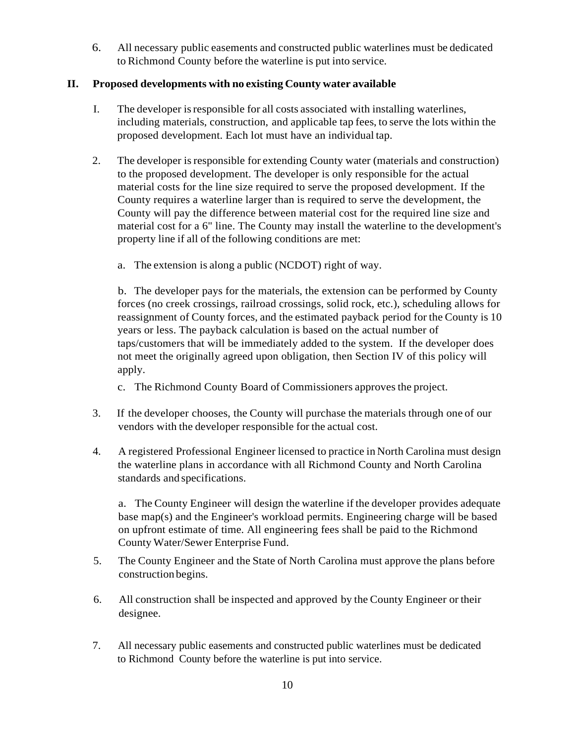6. All necessary public easements and constructed public waterlines must be dedicated to Richmond County before the waterline is put into service.

## II. Proposed developments with no existing County water available

I. The developer is responsible for all costs associated with installing waterlines, including materials, construction, and applicable tap fees, to serve the lots within the proposed development. Each lot must have an individual tap.

2. The developer is responsible for extending County water (materials and construction) to the proposed development. The developer is only responsible for the actual material costs for the line size required to serve the proposed development. If the County requires a waterline larger than is required to serve the development, the County will pay the difference between material cost for the required line size and material cost for a 6" line. The County may install the waterline to the development's property line if all of the following conditions are met:

   a. The extension is along a public (NCDOT) right of way.

   b. The developer pays for the materials, the extension can be performed by County forces (no creek crossings, railroad crossings, solid rock, etc.), scheduling allows for reassignment of County forces, and the estimated payback period for the County is 10 years or less. The payback calculation is based on the actual number of taps/customers that will be immediately added to the system. If the developer does not meet the originally agreed upon obligation, then Section IV of this policy will apply.

   c. The Richmond County Board of Commissioners approves the project.

3. If the developer chooses, the County will purchase the materials through one of our vendors with the developer responsible for the actual cost.

4. A registered Professional Engineer licensed to practice in North Carolina must design the waterline plans in accordance with all Richmond County and North Carolina standards and specifications.

   a. The County Engineer will design the waterline if the developer provides adequate base map(s) and the Engineer's workload permits. Engineering charge will be based on upfront estimate of time. All engineering fees shall be paid to the Richmond County Water/Sewer Enterprise Fund.

5. The County Engineer and the State of North Carolina must approve the plans before construction begins.

6. All construction shall be inspected and approved by the County Engineer or their designee.

7. All necessary public easements and constructed public waterlines must be dedicated to Richmond County before the waterline is put into service.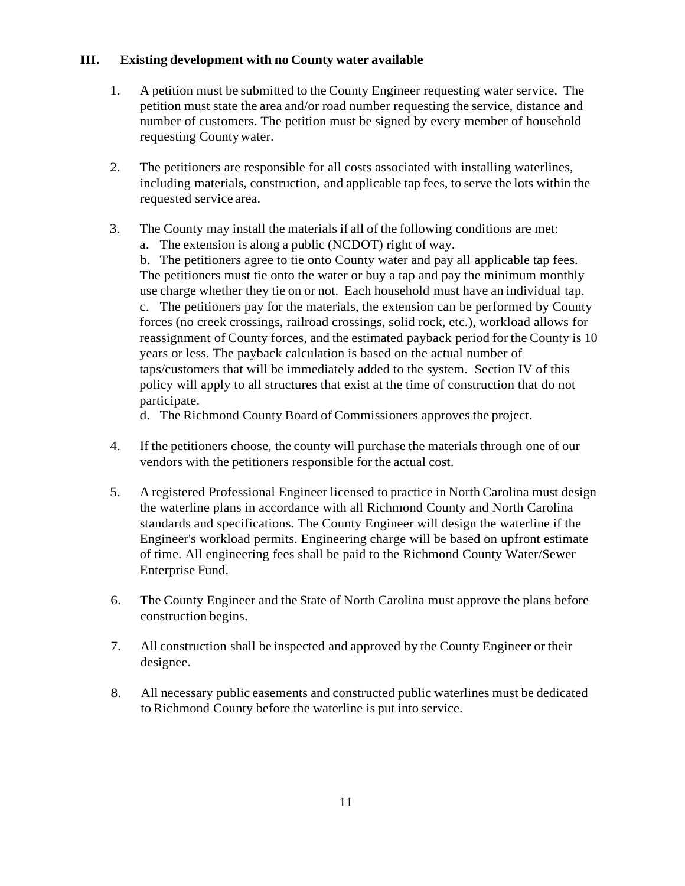## III. Existing development with no County water available

1. A petition must be submitted to the County Engineer requesting water service. The petition must state the area and/or road number requesting the service, distance and number of customers. The petition must be signed by every member of household requesting County water.

2. The petitioners are responsible for all costs associated with installing waterlines, including materials, construction, and applicable tap fees, to serve the lots within the requested service area.

3. The County may install the materials if all of the following conditions are met:
   a. The extension is along a public (NCDOT) right of way.
   b. The petitioners agree to tie onto County water and pay all applicable tap fees. The petitioners must tie onto the water or buy a tap and pay the minimum monthly use charge whether they tie on or not. Each household must have an individual tap.
   c. The petitioners pay for the materials, the extension can be performed by County forces (no creek crossings, railroad crossings, solid rock, etc.), workload allows for reassignment of County forces, and the estimated payback period for the County is 10 years or less. The payback calculation is based on the actual number of taps/customers that will be immediately added to the system. Section IV of this policy will apply to all structures that exist at the time of construction that do not participate.
   d. The Richmond County Board of Commissioners approves the project.

4. If the petitioners choose, the county will purchase the materials through one of our vendors with the petitioners responsible for the actual cost.

5. A registered Professional Engineer licensed to practice in North Carolina must design the waterline plans in accordance with all Richmond County and North Carolina standards and specifications. The County Engineer will design the waterline if the Engineer's workload permits. Engineering charge will be based on upfront estimate of time. All engineering fees shall be paid to the Richmond County Water/Sewer Enterprise Fund.

6. The County Engineer and the State of North Carolina must approve the plans before construction begins.

7. All construction shall be inspected and approved by the County Engineer or their designee.

8. All necessary public easements and constructed public waterlines must be dedicated to Richmond County before the waterline is put into service.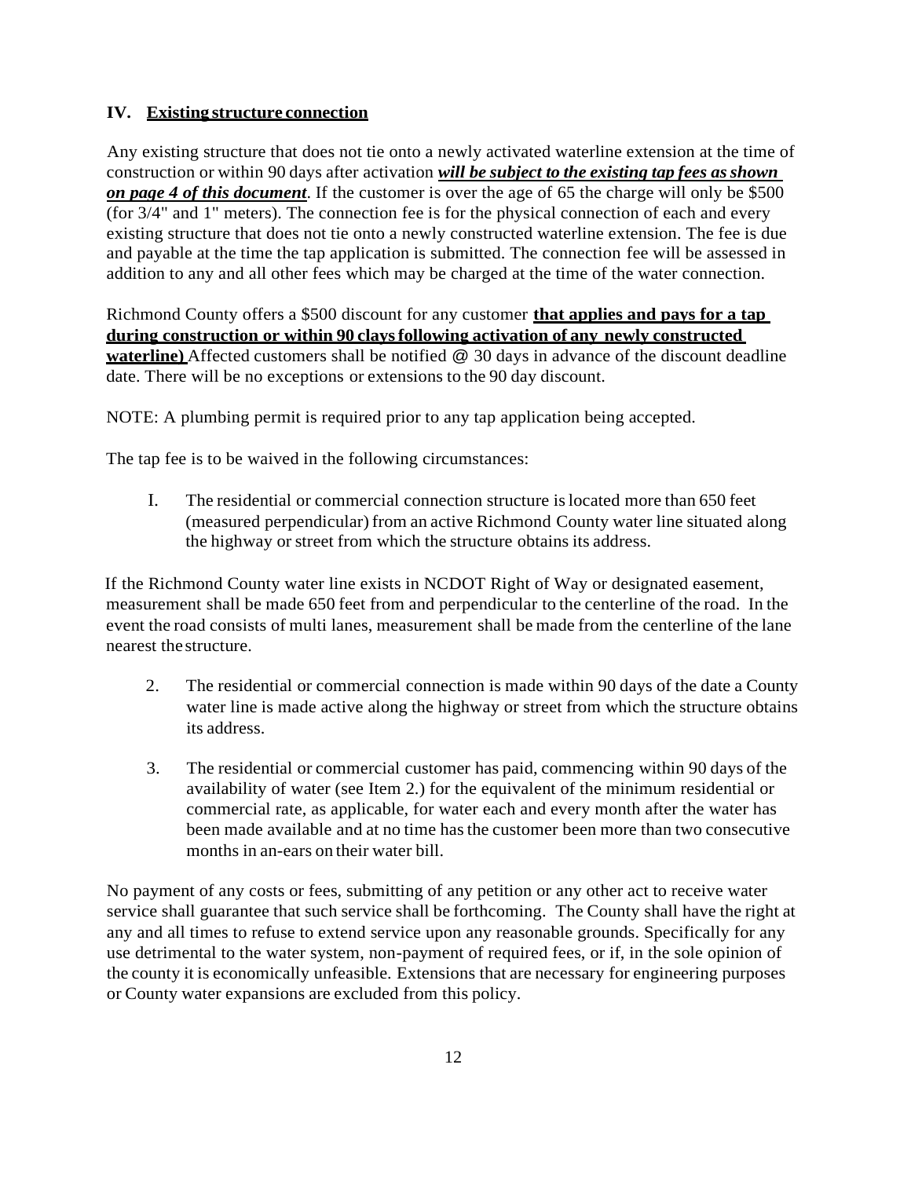## IV. Existing structure connection

Any existing structure that does not tie onto a newly activated waterline extension at the time of construction or within 90 days after activation ***will be subject to the existing tap fees as shown on page 4 of this document***. If the customer is over the age of 65 the charge will only be $500 (for 3/4" and 1" meters). The connection fee is for the physical connection of each and every existing structure that does not tie onto a newly constructed waterline extension. The fee is due and payable at the time the tap application is submitted. The connection fee will be assessed in addition to any and all other fees which may be charged at the time of the water connection.

Richmond County offers a $500 discount for any customer **that applies and pays for a tap during construction or within 90 clays following activation of any newly constructed waterline)** Affected customers shall be notified @ 30 days in advance of the discount deadline date. There will be no exceptions or extensions to the 90 day discount.

NOTE: A plumbing permit is required prior to any tap application being accepted.

The tap fee is to be waived in the following circumstances:

I. The residential or commercial connection structure is located more than 650 feet (measured perpendicular) from an active Richmond County water line situated along the highway or street from which the structure obtains its address.

If the Richmond County water line exists in NCDOT Right of Way or designated easement, measurement shall be made 650 feet from and perpendicular to the centerline of the road. In the event the road consists of multi lanes, measurement shall be made from the centerline of the lane nearest the structure.

2. The residential or commercial connection is made within 90 days of the date a County water line is made active along the highway or street from which the structure obtains its address.

3. The residential or commercial customer has paid, commencing within 90 days of the availability of water (see Item 2.) for the equivalent of the minimum residential or commercial rate, as applicable, for water each and every month after the water has been made available and at no time has the customer been more than two consecutive months in an-ears on their water bill.

No payment of any costs or fees, submitting of any petition or any other act to receive water service shall guarantee that such service shall be forthcoming. The County shall have the right at any and all times to refuse to extend service upon any reasonable grounds. Specifically for any use detrimental to the water system, non-payment of required fees, or if, in the sole opinion of the county it is economically unfeasible. Extensions that are necessary for engineering purposes or County water expansions are excluded from this policy.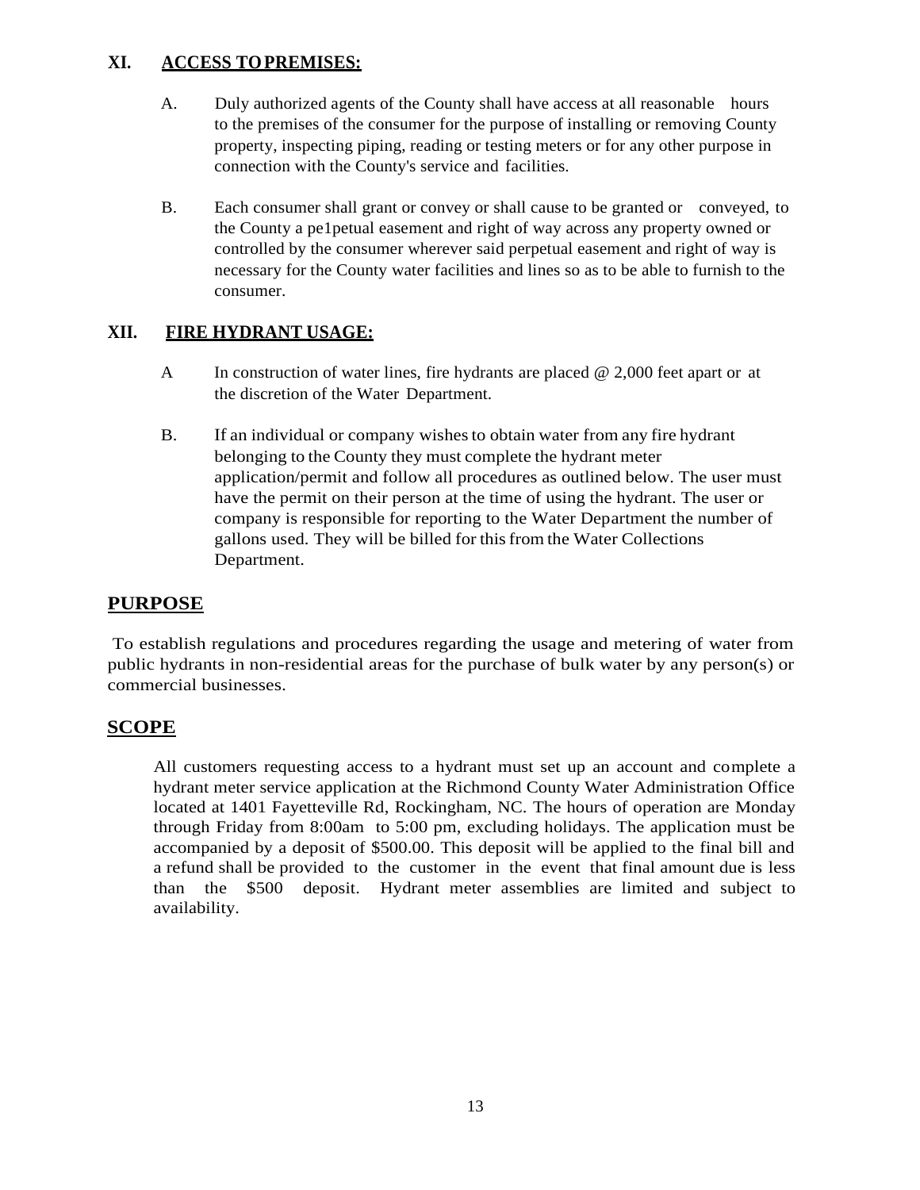## XI. ACCESS TO PREMISES:

A. Duly authorized agents of the County shall have access at all reasonable hours to the premises of the consumer for the purpose of installing or removing County property, inspecting piping, reading or testing meters or for any other purpose in connection with the County's service and facilities.

B. Each consumer shall grant or convey or shall cause to be granted or conveyed, to the County a pe1petual easement and right of way across any property owned or controlled by the consumer wherever said perpetual easement and right of way is necessary for the County water facilities and lines so as to be able to furnish to the consumer.

## XII. FIRE HYDRANT USAGE:

A In construction of water lines, fire hydrants are placed @ 2,000 feet apart or at the discretion of the Water Department.

B. If an individual or company wishes to obtain water from any fire hydrant belonging to the County they must complete the hydrant meter application/permit and follow all procedures as outlined below. The user must have the permit on their person at the time of using the hydrant. The user or company is responsible for reporting to the Water Department the number of gallons used. They will be billed for this from the Water Collections Department.

## PURPOSE

To establish regulations and procedures regarding the usage and metering of water from public hydrants in non-residential areas for the purchase of bulk water by any person(s) or commercial businesses.

## SCOPE

All customers requesting access to a hydrant must set up an account and complete a hydrant meter service application at the Richmond County Water Administration Office located at 1401 Fayetteville Rd, Rockingham, NC. The hours of operation are Monday through Friday from 8:00am to 5:00 pm, excluding holidays. The application must be accompanied by a deposit of $500.00. This deposit will be applied to the final bill and a refund shall be provided to the customer in the event that final amount due is less than the $500 deposit. Hydrant meter assemblies are limited and subject to availability.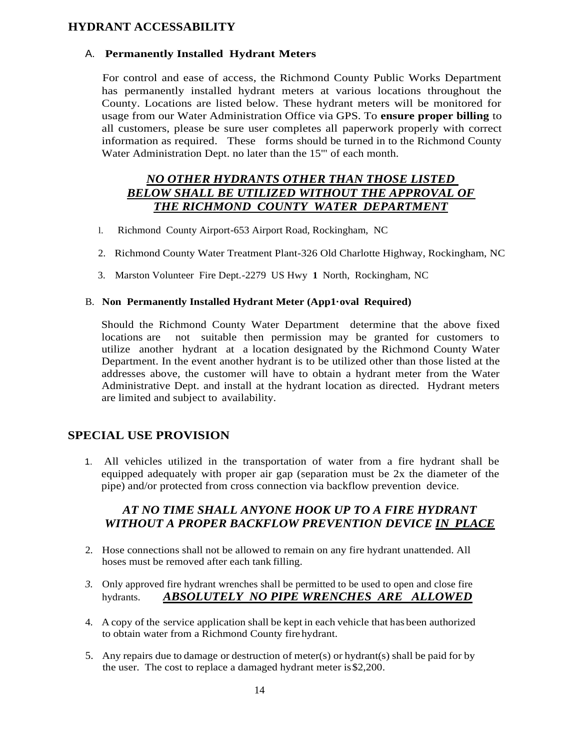## HYDRANT ACCESSABILITY

### A. Permanently Installed Hydrant Meters

For control and ease of access, the Richmond County Public Works Department has permanently installed hydrant meters at various locations throughout the County. Locations are listed below. These hydrant meters will be monitored for usage from our Water Administration Office via GPS. To **ensure proper billing** to all customers, please be sure user completes all paperwork properly with correct information as required. These forms should be turned in to the Richmond County Water Administration Dept. no later than the 15'" of each month.

***NO OTHER HYDRANTS OTHER THAN THOSE LISTED BELOW SHALL BE UTILIZED WITHOUT THE APPROVAL OF THE RICHMOND COUNTY WATER DEPARTMENT***

1. Richmond County Airport-653 Airport Road, Rockingham, NC
2. Richmond County Water Treatment Plant-326 Old Charlotte Highway, Rockingham, NC
3. Marston Volunteer Fire Dept.-2279 US Hwy **1** North, Rockingham, NC

### B. Non Permanently Installed Hydrant Meter (App1·oval Required)

Should the Richmond County Water Department determine that the above fixed locations are not suitable then permission may be granted for customers to utilize another hydrant at a location designated by the Richmond County Water Department. In the event another hydrant is to be utilized other than those listed at the addresses above, the customer will have to obtain a hydrant meter from the Water Administrative Dept. and install at the hydrant location as directed. Hydrant meters are limited and subject to availability.

## SPECIAL USE PROVISION

1. All vehicles utilized in the transportation of water from a fire hydrant shall be equipped adequately with proper air gap (separation must be 2x the diameter of the pipe) and/or protected from cross connection via backflow prevention device.

***AT NO TIME SHALL ANYONE HOOK UP TO A FIRE HYDRANT WITHOUT A PROPER BACKFLOW PREVENTION DEVICE IN PLACE***

2. Hose connections shall not be allowed to remain on any fire hydrant unattended. All hoses must be removed after each tank filling.
3. Only approved fire hydrant wrenches shall be permitted to be used to open and close fire hydrants. ***ABSOLUTELY NO PIPE WRENCHES ARE ALLOWED***
4. A copy of the service application shall be kept in each vehicle that has been authorized to obtain water from a Richmond County fire hydrant.
5. Any repairs due to damage or destruction of meter(s) or hydrant(s) shall be paid for by the user. The cost to replace a damaged hydrant meter is $2,200.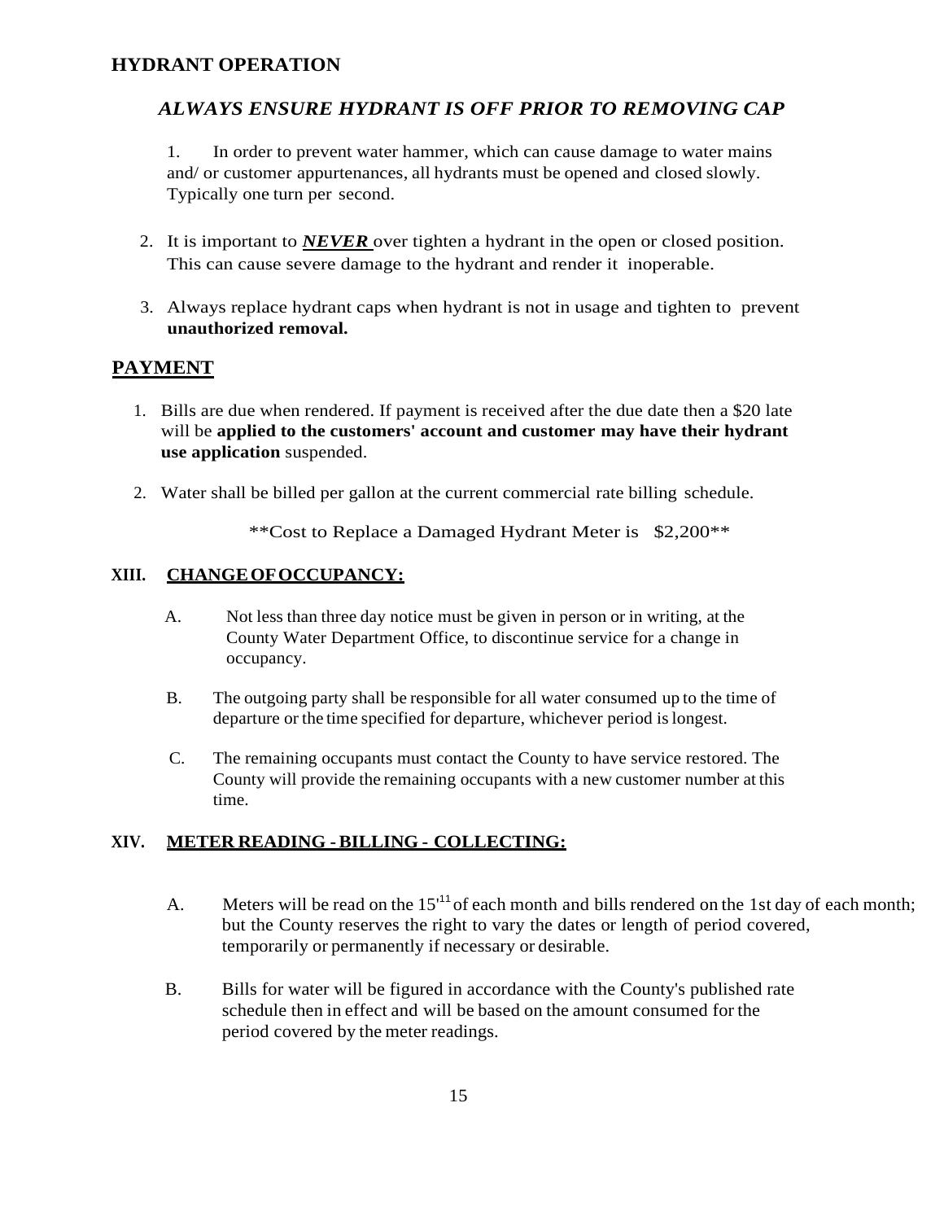## HYDRANT OPERATION

### *ALWAYS ENSURE HYDRANT IS OFF PRIOR TO REMOVING CAP*

1. In order to prevent water hammer, which can cause damage to water mains and/ or customer appurtenances, all hydrants must be opened and closed slowly. Typically one turn per second.

2. It is important to ***NEVER*** over tighten a hydrant in the open or closed position. This can cause severe damage to the hydrant and render it inoperable.

3. Always replace hydrant caps when hydrant is not in usage and tighten to prevent **unauthorized removal.**

## PAYMENT

1. Bills are due when rendered. If payment is received after the due date then a $20 late will be **applied to the customers' account and customer may have their hydrant use application** suspended.

2. Water shall be billed per gallon at the current commercial rate billing schedule.

**Cost to Replace a Damaged Hydrant Meter is $2,200**

### XIII. CHANGE OF OCCUPANCY:

A. Not less than three day notice must be given in person or in writing, at the County Water Department Office, to discontinue service for a change in occupancy.

B. The outgoing party shall be responsible for all water consumed up to the time of departure or the time specified for departure, whichever period is longest.

C. The remaining occupants must contact the County to have service restored. The County will provide the remaining occupants with a new customer number at this time.

### XIV. METER READING - BILLING - COLLECTING:

A. Meters will be read on the 15th of each month and bills rendered on the 1st day of each month; but the County reserves the right to vary the dates or length of period covered, temporarily or permanently if necessary or desirable.

B. Bills for water will be figured in accordance with the County's published rate schedule then in effect and will be based on the amount consumed for the period covered by the meter readings.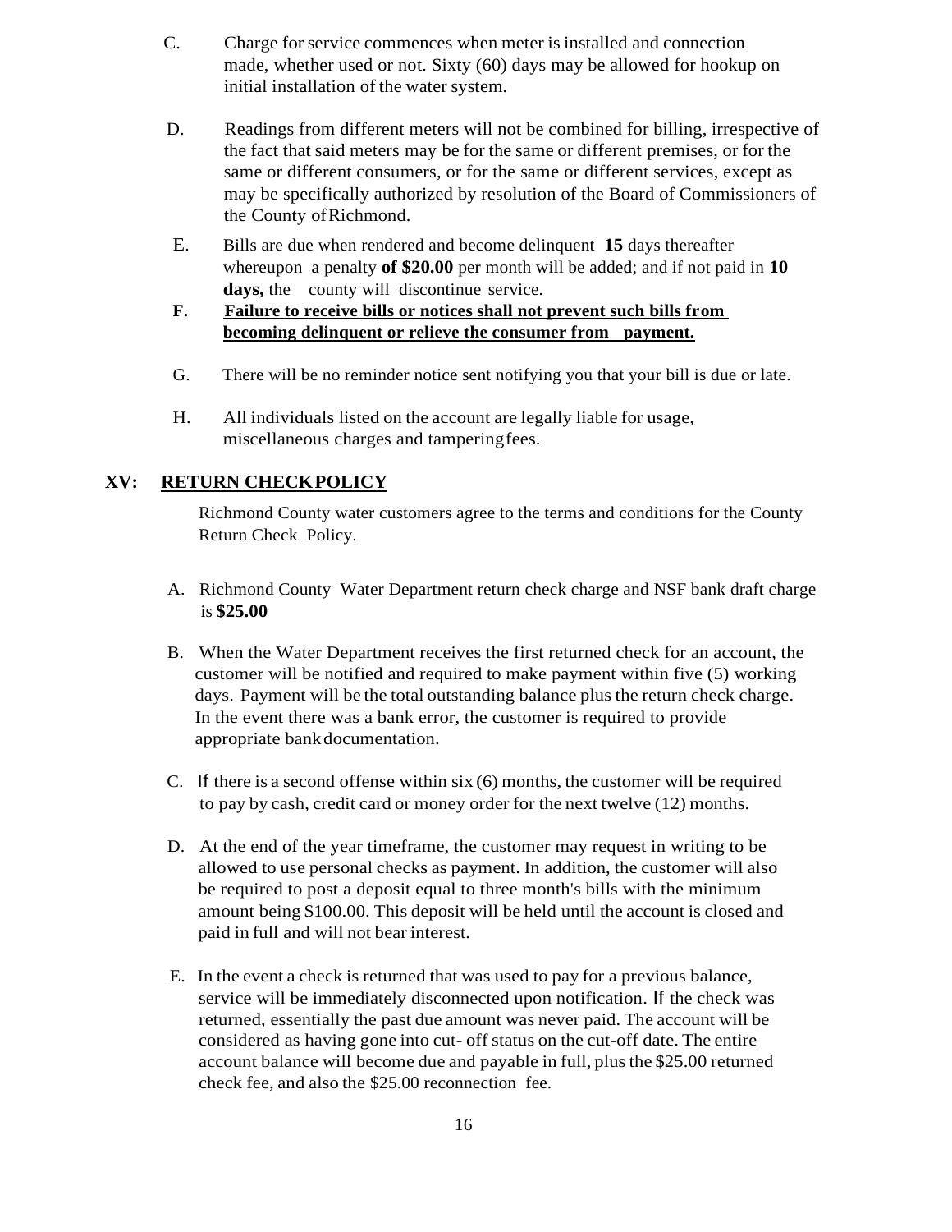C. Charge for service commences when meter is installed and connection made, whether used or not. Sixty (60) days may be allowed for hookup on initial installation of the water system.

D. Readings from different meters will not be combined for billing, irrespective of the fact that said meters may be for the same or different premises, or for the same or different consumers, or for the same or different services, except as may be specifically authorized by resolution of the Board of Commissioners of the County of Richmond.

E. Bills are due when rendered and become delinquent **15** days thereafter whereupon a penalty **of $20.00** per month will be added; and if not paid in **10 days,** the county will discontinue service.

**F. <u>Failure to receive bills or notices shall not prevent such bills from becoming delinquent or relieve the consumer from payment.</u>**

G. There will be no reminder notice sent notifying you that your bill is due or late.

H. All individuals listed on the account are legally liable for usage, miscellaneous charges and tampering fees.

## XV: <u>RETURN CHECK POLICY</u>

Richmond County water customers agree to the terms and conditions for the County Return Check Policy.

A. Richmond County Water Department return check charge and NSF bank draft charge is **$25.00**

B. When the Water Department receives the first returned check for an account, the customer will be notified and required to make payment within five (5) working days. Payment will be the total outstanding balance plus the return check charge. In the event there was a bank error, the customer is required to provide appropriate bank documentation.

C. If there is a second offense within six (6) months, the customer will be required to pay by cash, credit card or money order for the next twelve (12) months.

D. At the end of the year timeframe, the customer may request in writing to be allowed to use personal checks as payment. In addition, the customer will also be required to post a deposit equal to three month's bills with the minimum amount being $100.00. This deposit will be held until the account is closed and paid in full and will not bear interest.

E. In the event a check is returned that was used to pay for a previous balance, service will be immediately disconnected upon notification. If the check was returned, essentially the past due amount was never paid. The account will be considered as having gone into cut- off status on the cut-off date. The entire account balance will become due and payable in full, plus the $25.00 returned check fee, and also the $25.00 reconnection fee.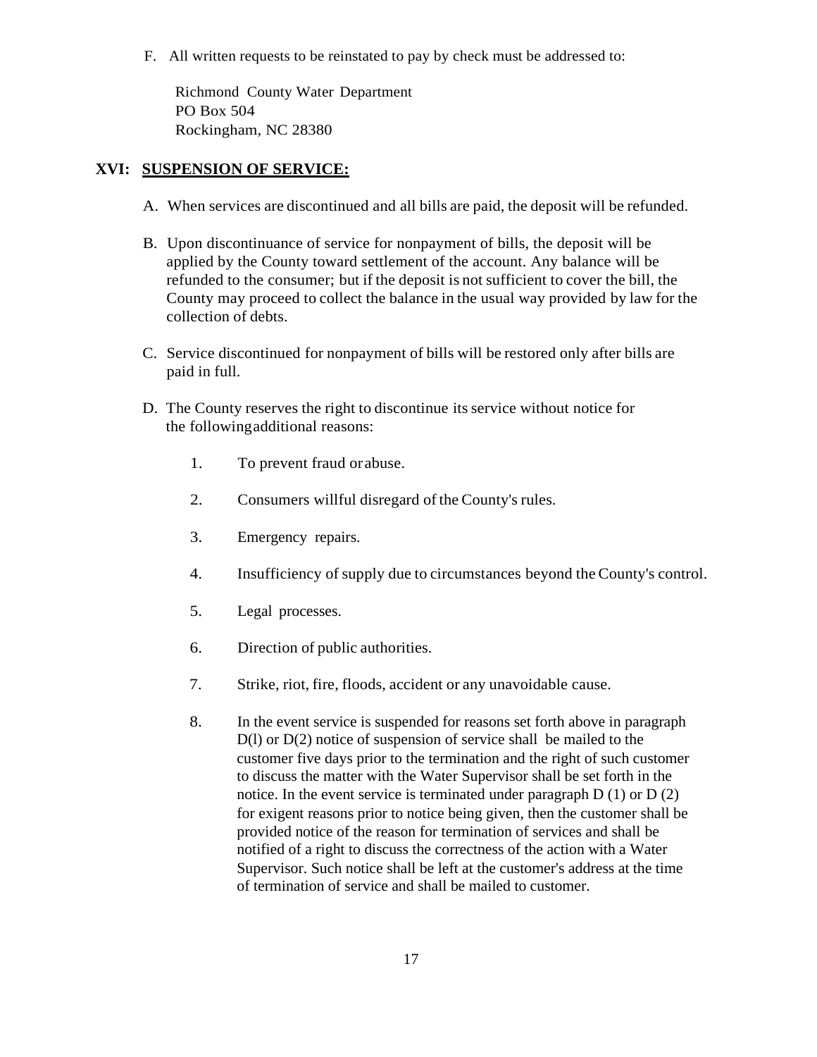F. All written requests to be reinstated to pay by check must be addressed to:

Richmond County Water Department
PO Box 504
Rockingham, NC 28380

## XVI: SUSPENSION OF SERVICE:

A. When services are discontinued and all bills are paid, the deposit will be refunded.

B. Upon discontinuance of service for nonpayment of bills, the deposit will be applied by the County toward settlement of the account. Any balance will be refunded to the consumer; but if the deposit is not sufficient to cover the bill, the County may proceed to collect the balance in the usual way provided by law for the collection of debts.

C. Service discontinued for nonpayment of bills will be restored only after bills are paid in full.

D. The County reserves the right to discontinue its service without notice for the following additional reasons:

1. To prevent fraud or abuse.

2. Consumers willful disregard of the County's rules.

3. Emergency repairs.

4. Insufficiency of supply due to circumstances beyond the County's control.

5. Legal processes.

6. Direction of public authorities.

7. Strike, riot, fire, floods, accident or any unavoidable cause.

8. In the event service is suspended for reasons set forth above in paragraph D(l) or D(2) notice of suspension of service shall be mailed to the customer five days prior to the termination and the right of such customer to discuss the matter with the Water Supervisor shall be set forth in the notice. In the event service is terminated under paragraph D (1) or D (2) for exigent reasons prior to notice being given, then the customer shall be provided notice of the reason for termination of services and shall be notified of a right to discuss the correctness of the action with a Water Supervisor. Such notice shall be left at the customer's address at the time of termination of service and shall be mailed to customer.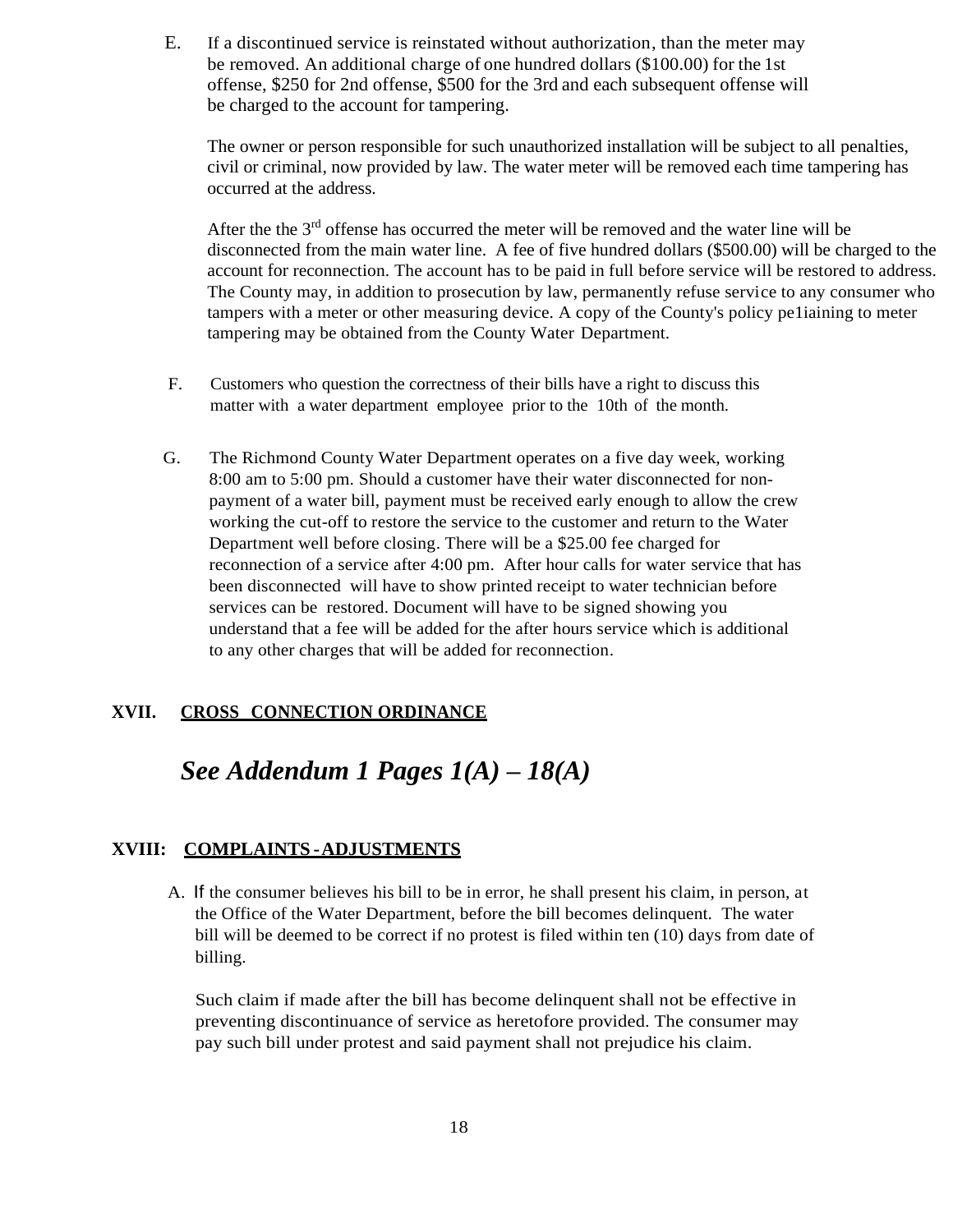E. If a discontinued service is reinstated without authorization, than the meter may be removed. An additional charge of one hundred dollars ($100.00) for the 1st offense, $250 for 2nd offense, $500 for the 3rd and each subsequent offense will be charged to the account for tampering.

The owner or person responsible for such unauthorized installation will be subject to all penalties, civil or criminal, now provided by law. The water meter will be removed each time tampering has occurred at the address.

After the the 3rd offense has occurred the meter will be removed and the water line will be disconnected from the main water line. A fee of five hundred dollars ($500.00) will be charged to the account for reconnection. The account has to be paid in full before service will be restored to address. The County may, in addition to prosecution by law, permanently refuse service to any consumer who tampers with a meter or other measuring device. A copy of the County's policy pe1iaining to meter tampering may be obtained from the County Water Department.

F. Customers who question the correctness of their bills have a right to discuss this matter with a water department employee prior to the 10th of the month.

G. The Richmond County Water Department operates on a five day week, working 8:00 am to 5:00 pm. Should a customer have their water disconnected for non-payment of a water bill, payment must be received early enough to allow the crew working the cut-off to restore the service to the customer and return to the Water Department well before closing. There will be a $25.00 fee charged for reconnection of a service after 4:00 pm. After hour calls for water service that has been disconnected will have to show printed receipt to water technician before services can be restored. Document will have to be signed showing you understand that a fee will be added for the after hours service which is additional to any other charges that will be added for reconnection.

## XVII. CROSS CONNECTION ORDINANCE

***See Addendum 1 Pages 1(A) – 18(A)***

## XVIII: COMPLAINTS - ADJUSTMENTS

A. If the consumer believes his bill to be in error, he shall present his claim, in person, at the Office of the Water Department, before the bill becomes delinquent. The water bill will be deemed to be correct if no protest is filed within ten (10) days from date of billing.

Such claim if made after the bill has become delinquent shall not be effective in preventing discontinuance of service as heretofore provided. The consumer may pay such bill under protest and said payment shall not prejudice his claim.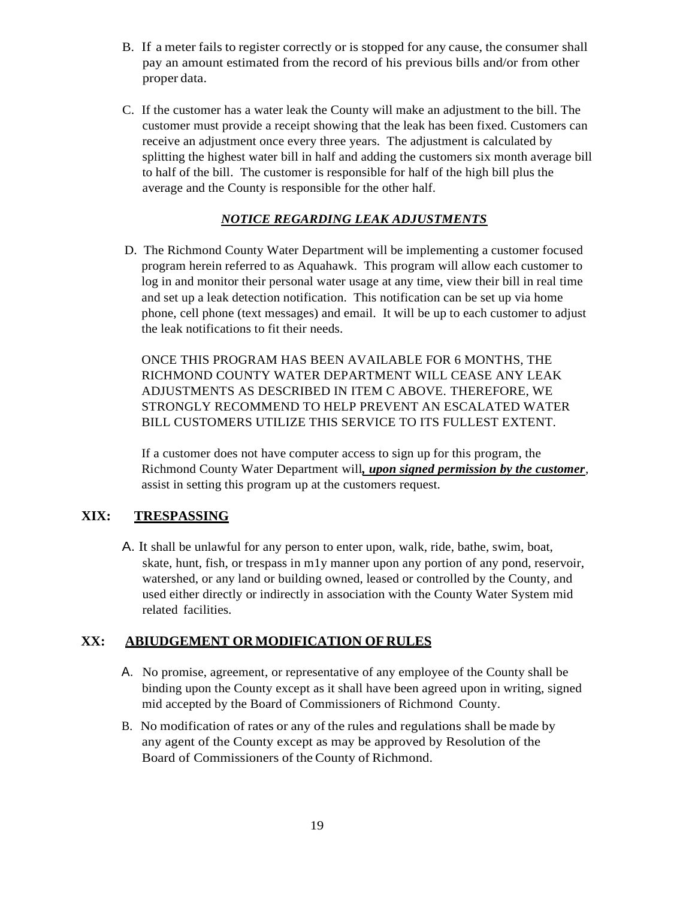B. If a meter fails to register correctly or is stopped for any cause, the consumer shall pay an amount estimated from the record of his previous bills and/or from other proper data.

C. If the customer has a water leak the County will make an adjustment to the bill. The customer must provide a receipt showing that the leak has been fixed. Customers can receive an adjustment once every three years. The adjustment is calculated by splitting the highest water bill in half and adding the customers six month average bill to half of the bill. The customer is responsible for half of the high bill plus the average and the County is responsible for the other half.

***NOTICE REGARDING LEAK ADJUSTMENTS***

D. The Richmond County Water Department will be implementing a customer focused program herein referred to as Aquahawk. This program will allow each customer to log in and monitor their personal water usage at any time, view their bill in real time and set up a leak detection notification. This notification can be set up via home phone, cell phone (text messages) and email. It will be up to each customer to adjust the leak notifications to fit their needs.

ONCE THIS PROGRAM HAS BEEN AVAILABLE FOR 6 MONTHS, THE RICHMOND COUNTY WATER DEPARTMENT WILL CEASE ANY LEAK ADJUSTMENTS AS DESCRIBED IN ITEM C ABOVE. THEREFORE, WE STRONGLY RECOMMEND TO HELP PREVENT AN ESCALATED WATER BILL CUSTOMERS UTILIZE THIS SERVICE TO ITS FULLEST EXTENT.

If a customer does not have computer access to sign up for this program, the Richmond County Water Department will***, upon signed permission by the customer***, assist in setting this program up at the customers request.

## XIX: TRESPASSING

A. It shall be unlawful for any person to enter upon, walk, ride, bathe, swim, boat, skate, hunt, fish, or trespass in m1y manner upon any portion of any pond, reservoir, watershed, or any land or building owned, leased or controlled by the County, and used either directly or indirectly in association with the County Water System mid related facilities.

## XX: ABIUDGEMENT OR MODIFICATION OF RULES

A. No promise, agreement, or representative of any employee of the County shall be binding upon the County except as it shall have been agreed upon in writing, signed mid accepted by the Board of Commissioners of Richmond County.

B. No modification of rates or any of the rules and regulations shall be made by any agent of the County except as may be approved by Resolution of the Board of Commissioners of the County of Richmond.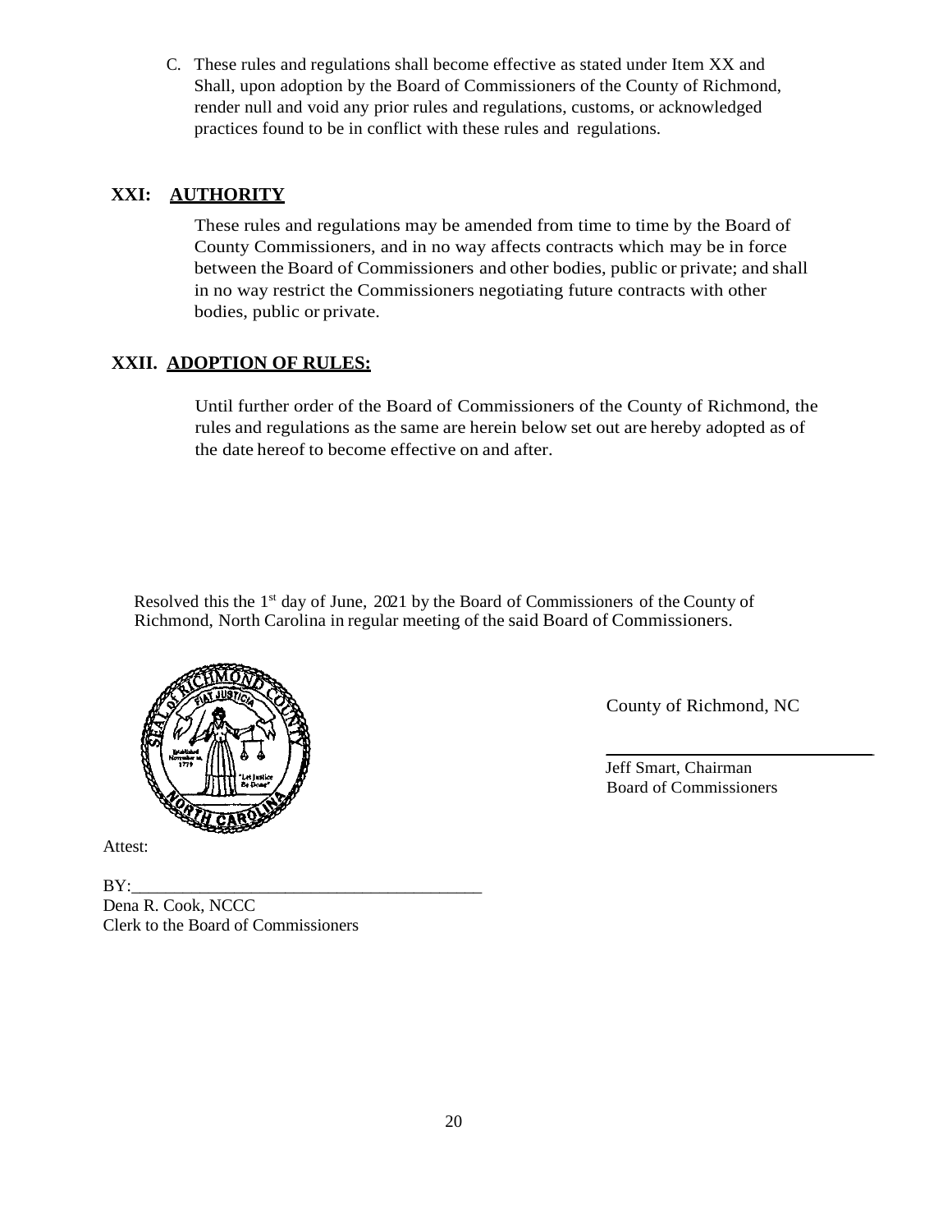C. These rules and regulations shall become effective as stated under Item XX and Shall, upon adoption by the Board of Commissioners of the County of Richmond, render null and void any prior rules and regulations, customs, or acknowledged practices found to be in conflict with these rules and regulations.

## XXI: AUTHORITY

These rules and regulations may be amended from time to time by the Board of County Commissioners, and in no way affects contracts which may be in force between the Board of Commissioners and other bodies, public or private; and shall in no way restrict the Commissioners negotiating future contracts with other bodies, public or private.

## XXII. ADOPTION OF RULES:

Until further order of the Board of Commissioners of the County of Richmond, the rules and regulations as the same are herein below set out are hereby adopted as of the date hereof to become effective on and after.

Resolved this the 1st day of June, 2021 by the Board of Commissioners of the County of Richmond, North Carolina in regular meeting of the said Board of Commissioners.

County of Richmond, NC

\_\_\_\_\_\_\_\_\_\_\_\_\_\_\_\_\_\_\_\_\_\_\_\_\_\_\_\_\_\_

Jeff Smart, Chairman
Board of Commissioners

Attest:

BY:\_\_\_\_\_\_\_\_\_\_\_\_\_\_\_\_\_\_\_\_\_\_\_\_\_\_\_\_\_\_\_\_\_\_\_\_\_\_\_\_
Dena R. Cook, NCCC
Clerk to the Board of Commissioners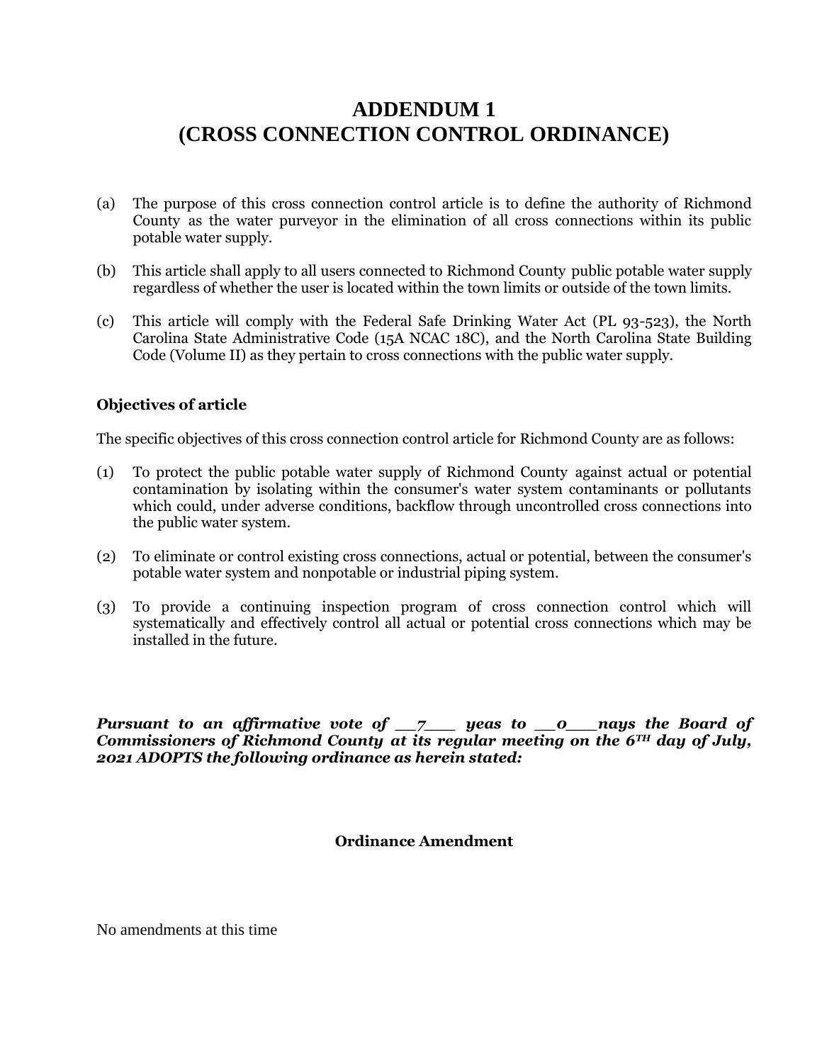# ADDENDUM 1
# (CROSS CONNECTION CONTROL ORDINANCE)

(a) The purpose of this cross connection control article is to define the authority of Richmond County as the water purveyor in the elimination of all cross connections within its public potable water supply.

(b) This article shall apply to all users connected to Richmond County public potable water supply regardless of whether the user is located within the town limits or outside of the town limits.

(c) This article will comply with the Federal Safe Drinking Water Act (PL 93-523), the North Carolina State Administrative Code (15A NCAC 18C), and the North Carolina State Building Code (Volume II) as they pertain to cross connections with the public water supply.

**Objectives of article**

The specific objectives of this cross connection control article for Richmond County are as follows:

(1) To protect the public potable water supply of Richmond County against actual or potential contamination by isolating within the consumer's water system contaminants or pollutants which could, under adverse conditions, backflow through uncontrolled cross connections into the public water system.

(2) To eliminate or control existing cross connections, actual or potential, between the consumer's potable water system and nonpotable or industrial piping system.

(3) To provide a continuing inspection program of cross connection control which will systematically and effectively control all actual or potential cross connections which may be installed in the future.

***Pursuant to an affirmative vote of __7___ yeas to __0___nays the Board of Commissioners of Richmond County at its regular meeting on the 6TH day of July, 2021 ADOPTS the following ordinance as herein stated:***

**Ordinance Amendment**

No amendments at this time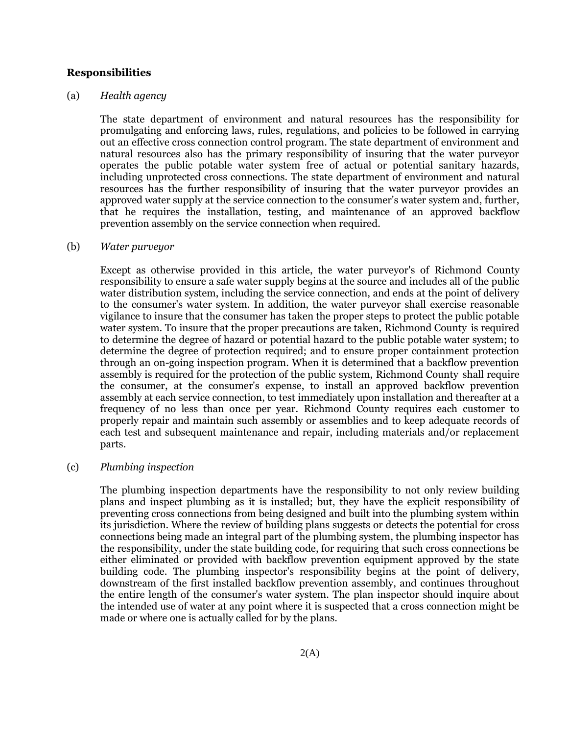**Responsibilities**

(a) *Health agency*

The state department of environment and natural resources has the responsibility for promulgating and enforcing laws, rules, regulations, and policies to be followed in carrying out an effective cross connection control program. The state department of environment and natural resources also has the primary responsibility of insuring that the water purveyor operates the public potable water system free of actual or potential sanitary hazards, including unprotected cross connections. The state department of environment and natural resources has the further responsibility of insuring that the water purveyor provides an approved water supply at the service connection to the consumer's water system and, further, that he requires the installation, testing, and maintenance of an approved backflow prevention assembly on the service connection when required.

(b) *Water purveyor*

Except as otherwise provided in this article, the water purveyor's of Richmond County responsibility to ensure a safe water supply begins at the source and includes all of the public water distribution system, including the service connection, and ends at the point of delivery to the consumer's water system. In addition, the water purveyor shall exercise reasonable vigilance to insure that the consumer has taken the proper steps to protect the public potable water system. To insure that the proper precautions are taken, Richmond County is required to determine the degree of hazard or potential hazard to the public potable water system; to determine the degree of protection required; and to ensure proper containment protection through an on-going inspection program. When it is determined that a backflow prevention assembly is required for the protection of the public system, Richmond County shall require the consumer, at the consumer's expense, to install an approved backflow prevention assembly at each service connection, to test immediately upon installation and thereafter at a frequency of no less than once per year. Richmond County requires each customer to properly repair and maintain such assembly or assemblies and to keep adequate records of each test and subsequent maintenance and repair, including materials and/or replacement parts.

(c) *Plumbing inspection*

The plumbing inspection departments have the responsibility to not only review building plans and inspect plumbing as it is installed; but, they have the explicit responsibility of preventing cross connections from being designed and built into the plumbing system within its jurisdiction. Where the review of building plans suggests or detects the potential for cross connections being made an integral part of the plumbing system, the plumbing inspector has the responsibility, under the state building code, for requiring that such cross connections be either eliminated or provided with backflow prevention equipment approved by the state building code. The plumbing inspector's responsibility begins at the point of delivery, downstream of the first installed backflow prevention assembly, and continues throughout the entire length of the consumer's water system. The plan inspector should inquire about the intended use of water at any point where it is suspected that a cross connection might be made or where one is actually called for by the plans.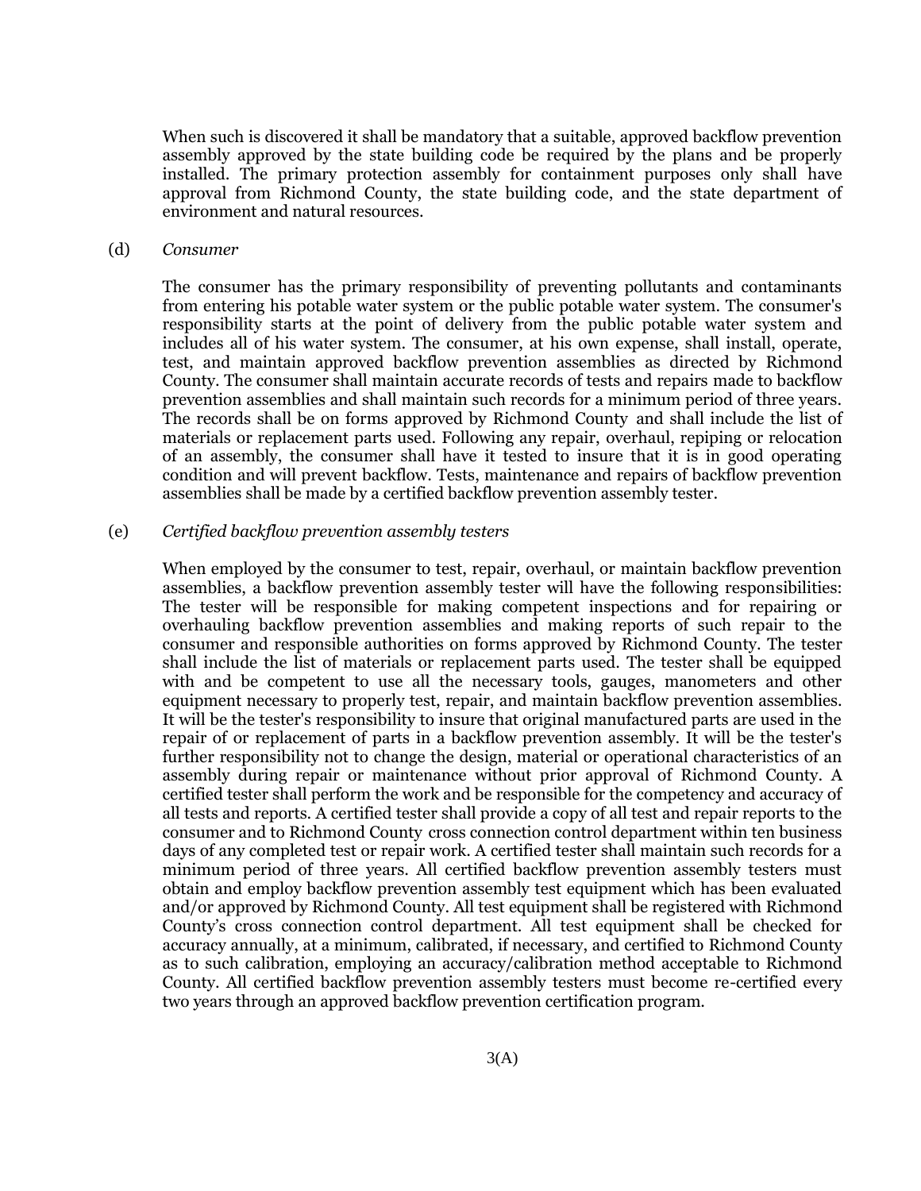When such is discovered it shall be mandatory that a suitable, approved backflow prevention assembly approved by the state building code be required by the plans and be properly installed. The primary protection assembly for containment purposes only shall have approval from Richmond County, the state building code, and the state department of environment and natural resources.

(d) *Consumer*

The consumer has the primary responsibility of preventing pollutants and contaminants from entering his potable water system or the public potable water system. The consumer's responsibility starts at the point of delivery from the public potable water system and includes all of his water system. The consumer, at his own expense, shall install, operate, test, and maintain approved backflow prevention assemblies as directed by Richmond County. The consumer shall maintain accurate records of tests and repairs made to backflow prevention assemblies and shall maintain such records for a minimum period of three years. The records shall be on forms approved by Richmond County and shall include the list of materials or replacement parts used. Following any repair, overhaul, repiping or relocation of an assembly, the consumer shall have it tested to insure that it is in good operating condition and will prevent backflow. Tests, maintenance and repairs of backflow prevention assemblies shall be made by a certified backflow prevention assembly tester.

(e) *Certified backflow prevention assembly testers*

When employed by the consumer to test, repair, overhaul, or maintain backflow prevention assemblies, a backflow prevention assembly tester will have the following responsibilities: The tester will be responsible for making competent inspections and for repairing or overhauling backflow prevention assemblies and making reports of such repair to the consumer and responsible authorities on forms approved by Richmond County. The tester shall include the list of materials or replacement parts used. The tester shall be equipped with and be competent to use all the necessary tools, gauges, manometers and other equipment necessary to properly test, repair, and maintain backflow prevention assemblies. It will be the tester's responsibility to insure that original manufactured parts are used in the repair of or replacement of parts in a backflow prevention assembly. It will be the tester's further responsibility not to change the design, material or operational characteristics of an assembly during repair or maintenance without prior approval of Richmond County. A certified tester shall perform the work and be responsible for the competency and accuracy of all tests and reports. A certified tester shall provide a copy of all test and repair reports to the consumer and to Richmond County cross connection control department within ten business days of any completed test or repair work. A certified tester shall maintain such records for a minimum period of three years. All certified backflow prevention assembly testers must obtain and employ backflow prevention assembly test equipment which has been evaluated and/or approved by Richmond County. All test equipment shall be registered with Richmond County's cross connection control department. All test equipment shall be checked for accuracy annually, at a minimum, calibrated, if necessary, and certified to Richmond County as to such calibration, employing an accuracy/calibration method acceptable to Richmond County. All certified backflow prevention assembly testers must become re-certified every two years through an approved backflow prevention certification program.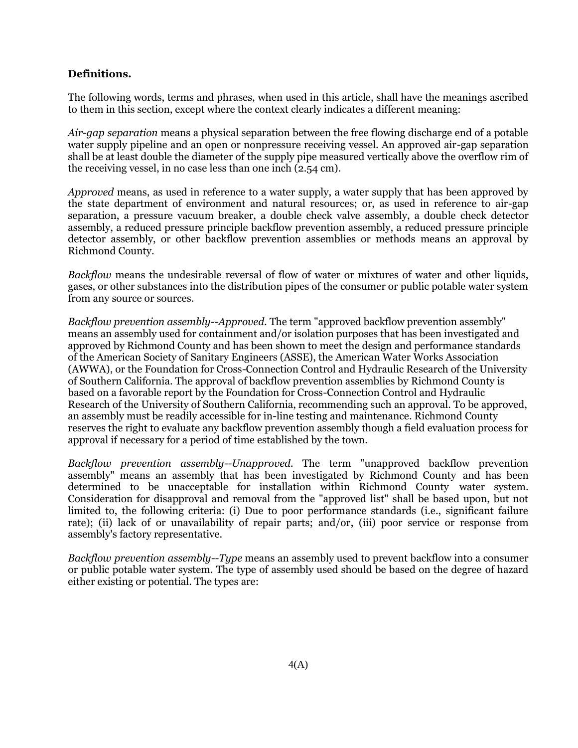**Definitions.**

The following words, terms and phrases, when used in this article, shall have the meanings ascribed to them in this section, except where the context clearly indicates a different meaning:

*Air-gap separation* means a physical separation between the free flowing discharge end of a potable water supply pipeline and an open or nonpressure receiving vessel. An approved air-gap separation shall be at least double the diameter of the supply pipe measured vertically above the overflow rim of the receiving vessel, in no case less than one inch (2.54 cm).

*Approved* means, as used in reference to a water supply, a water supply that has been approved by the state department of environment and natural resources; or, as used in reference to air-gap separation, a pressure vacuum breaker, a double check valve assembly, a double check detector assembly, a reduced pressure principle backflow prevention assembly, a reduced pressure principle detector assembly, or other backflow prevention assemblies or methods means an approval by Richmond County.

*Backflow* means the undesirable reversal of flow of water or mixtures of water and other liquids, gases, or other substances into the distribution pipes of the consumer or public potable water system from any source or sources.

*Backflow prevention assembly--Approved*. The term "approved backflow prevention assembly" means an assembly used for containment and/or isolation purposes that has been investigated and approved by Richmond County and has been shown to meet the design and performance standards of the American Society of Sanitary Engineers (ASSE), the American Water Works Association (AWWA), or the Foundation for Cross-Connection Control and Hydraulic Research of the University of Southern California. The approval of backflow prevention assemblies by Richmond County is based on a favorable report by the Foundation for Cross-Connection Control and Hydraulic Research of the University of Southern California, recommending such an approval. To be approved, an assembly must be readily accessible for in-line testing and maintenance. Richmond County reserves the right to evaluate any backflow prevention assembly though a field evaluation process for approval if necessary for a period of time established by the town.

*Backflow prevention assembly--Unapproved*. The term "unapproved backflow prevention assembly" means an assembly that has been investigated by Richmond County and has been determined to be unacceptable for installation within Richmond County water system. Consideration for disapproval and removal from the "approved list" shall be based upon, but not limited to, the following criteria: (i) Due to poor performance standards (i.e., significant failure rate); (ii) lack of or unavailability of repair parts; and/or, (iii) poor service or response from assembly's factory representative.

*Backflow prevention assembly--Type* means an assembly used to prevent backflow into a consumer or public potable water system. The type of assembly used should be based on the degree of hazard either existing or potential. The types are: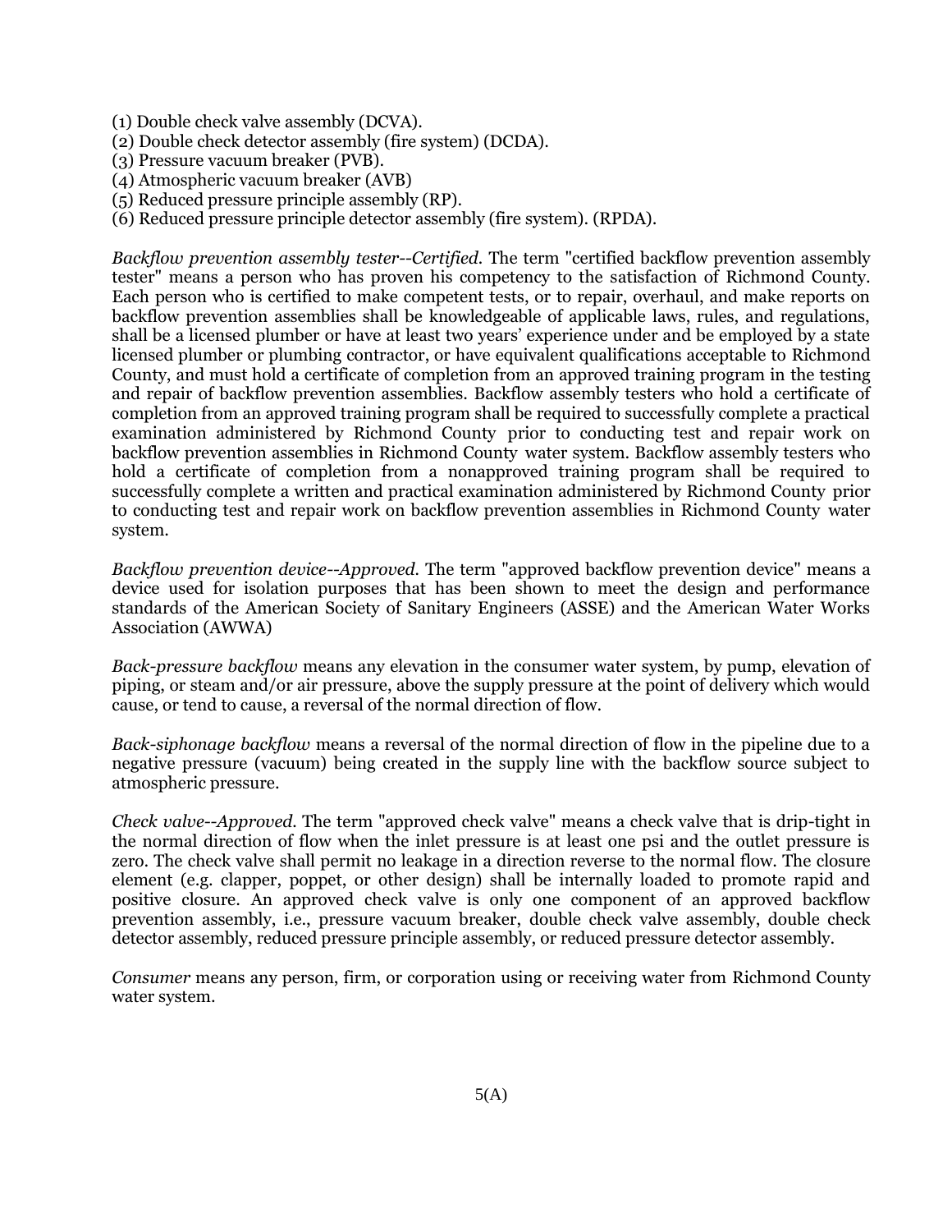(1) Double check valve assembly (DCVA).
(2) Double check detector assembly (fire system) (DCDA).
(3) Pressure vacuum breaker (PVB).
(4) Atmospheric vacuum breaker (AVB)
(5) Reduced pressure principle assembly (RP).
(6) Reduced pressure principle detector assembly (fire system). (RPDA).

*Backflow prevention assembly tester--Certified.* The term "certified backflow prevention assembly tester" means a person who has proven his competency to the satisfaction of Richmond County. Each person who is certified to make competent tests, or to repair, overhaul, and make reports on backflow prevention assemblies shall be knowledgeable of applicable laws, rules, and regulations, shall be a licensed plumber or have at least two years' experience under and be employed by a state licensed plumber or plumbing contractor, or have equivalent qualifications acceptable to Richmond County, and must hold a certificate of completion from an approved training program in the testing and repair of backflow prevention assemblies. Backflow assembly testers who hold a certificate of completion from an approved training program shall be required to successfully complete a practical examination administered by Richmond County prior to conducting test and repair work on backflow prevention assemblies in Richmond County water system. Backflow assembly testers who hold a certificate of completion from a nonapproved training program shall be required to successfully complete a written and practical examination administered by Richmond County prior to conducting test and repair work on backflow prevention assemblies in Richmond County water system.

*Backflow prevention device--Approved.* The term "approved backflow prevention device" means a device used for isolation purposes that has been shown to meet the design and performance standards of the American Society of Sanitary Engineers (ASSE) and the American Water Works Association (AWWA)

*Back-pressure backflow* means any elevation in the consumer water system, by pump, elevation of piping, or steam and/or air pressure, above the supply pressure at the point of delivery which would cause, or tend to cause, a reversal of the normal direction of flow.

*Back-siphonage backflow* means a reversal of the normal direction of flow in the pipeline due to a negative pressure (vacuum) being created in the supply line with the backflow source subject to atmospheric pressure.

*Check valve--Approved.* The term "approved check valve" means a check valve that is drip-tight in the normal direction of flow when the inlet pressure is at least one psi and the outlet pressure is zero. The check valve shall permit no leakage in a direction reverse to the normal flow. The closure element (e.g. clapper, poppet, or other design) shall be internally loaded to promote rapid and positive closure. An approved check valve is only one component of an approved backflow prevention assembly, i.e., pressure vacuum breaker, double check valve assembly, double check detector assembly, reduced pressure principle assembly, or reduced pressure detector assembly.

*Consumer* means any person, firm, or corporation using or receiving water from Richmond County water system.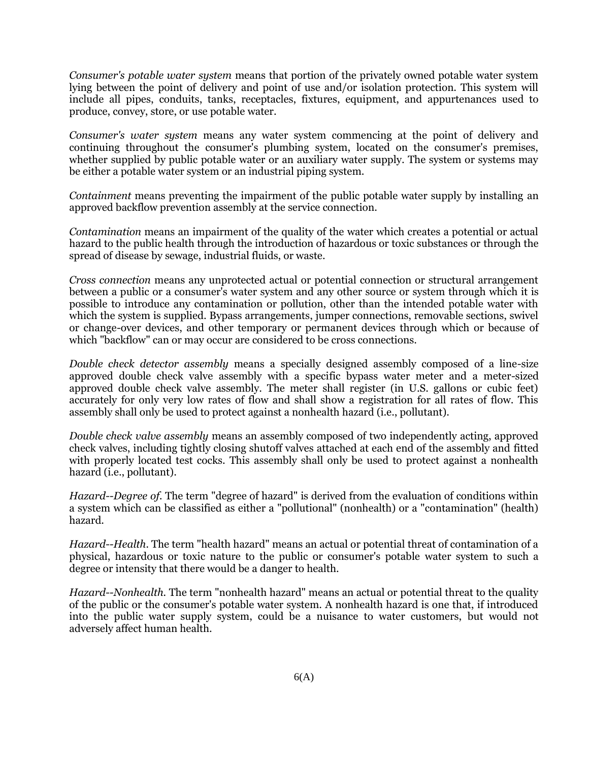*Consumer's potable water system* means that portion of the privately owned potable water system lying between the point of delivery and point of use and/or isolation protection. This system will include all pipes, conduits, tanks, receptacles, fixtures, equipment, and appurtenances used to produce, convey, store, or use potable water.

*Consumer's water system* means any water system commencing at the point of delivery and continuing throughout the consumer's plumbing system, located on the consumer's premises, whether supplied by public potable water or an auxiliary water supply. The system or systems may be either a potable water system or an industrial piping system.

*Containment* means preventing the impairment of the public potable water supply by installing an approved backflow prevention assembly at the service connection.

*Contamination* means an impairment of the quality of the water which creates a potential or actual hazard to the public health through the introduction of hazardous or toxic substances or through the spread of disease by sewage, industrial fluids, or waste.

*Cross connection* means any unprotected actual or potential connection or structural arrangement between a public or a consumer's water system and any other source or system through which it is possible to introduce any contamination or pollution, other than the intended potable water with which the system is supplied. Bypass arrangements, jumper connections, removable sections, swivel or change-over devices, and other temporary or permanent devices through which or because of which "backflow" can or may occur are considered to be cross connections.

*Double check detector assembly* means a specially designed assembly composed of a line-size approved double check valve assembly with a specific bypass water meter and a meter-sized approved double check valve assembly. The meter shall register (in U.S. gallons or cubic feet) accurately for only very low rates of flow and shall show a registration for all rates of flow. This assembly shall only be used to protect against a nonhealth hazard (i.e., pollutant).

*Double check valve assembly* means an assembly composed of two independently acting, approved check valves, including tightly closing shutoff valves attached at each end of the assembly and fitted with properly located test cocks. This assembly shall only be used to protect against a nonhealth hazard (i.e., pollutant).

*Hazard--Degree of.* The term "degree of hazard" is derived from the evaluation of conditions within a system which can be classified as either a "pollutional" (nonhealth) or a "contamination" (health) hazard.

*Hazard--Health*. The term "health hazard" means an actual or potential threat of contamination of a physical, hazardous or toxic nature to the public or consumer's potable water system to such a degree or intensity that there would be a danger to health.

*Hazard--Nonhealth.* The term "nonhealth hazard" means an actual or potential threat to the quality of the public or the consumer's potable water system. A nonhealth hazard is one that, if introduced into the public water supply system, could be a nuisance to water customers, but would not adversely affect human health.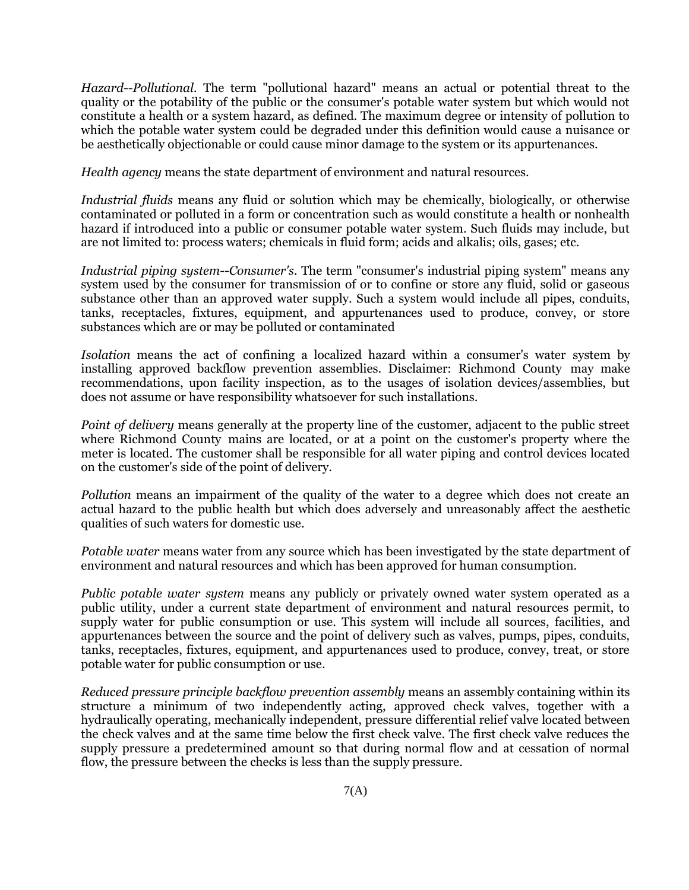*Hazard--Pollutional*. The term "pollutional hazard" means an actual or potential threat to the quality or the potability of the public or the consumer's potable water system but which would not constitute a health or a system hazard, as defined. The maximum degree or intensity of pollution to which the potable water system could be degraded under this definition would cause a nuisance or be aesthetically objectionable or could cause minor damage to the system or its appurtenances.

*Health agency* means the state department of environment and natural resources.

*Industrial fluids* means any fluid or solution which may be chemically, biologically, or otherwise contaminated or polluted in a form or concentration such as would constitute a health or nonhealth hazard if introduced into a public or consumer potable water system. Such fluids may include, but are not limited to: process waters; chemicals in fluid form; acids and alkalis; oils, gases; etc.

*Industrial piping system--Consumer's*. The term "consumer's industrial piping system" means any system used by the consumer for transmission of or to confine or store any fluid, solid or gaseous substance other than an approved water supply. Such a system would include all pipes, conduits, tanks, receptacles, fixtures, equipment, and appurtenances used to produce, convey, or store substances which are or may be polluted or contaminated

*Isolation* means the act of confining a localized hazard within a consumer's water system by installing approved backflow prevention assemblies. Disclaimer: Richmond County may make recommendations, upon facility inspection, as to the usages of isolation devices/assemblies, but does not assume or have responsibility whatsoever for such installations.

*Point of delivery* means generally at the property line of the customer, adjacent to the public street where Richmond County mains are located, or at a point on the customer's property where the meter is located. The customer shall be responsible for all water piping and control devices located on the customer's side of the point of delivery.

*Pollution* means an impairment of the quality of the water to a degree which does not create an actual hazard to the public health but which does adversely and unreasonably affect the aesthetic qualities of such waters for domestic use.

*Potable water* means water from any source which has been investigated by the state department of environment and natural resources and which has been approved for human consumption.

*Public potable water system* means any publicly or privately owned water system operated as a public utility, under a current state department of environment and natural resources permit, to supply water for public consumption or use. This system will include all sources, facilities, and appurtenances between the source and the point of delivery such as valves, pumps, pipes, conduits, tanks, receptacles, fixtures, equipment, and appurtenances used to produce, convey, treat, or store potable water for public consumption or use.

*Reduced pressure principle backflow prevention assembly* means an assembly containing within its structure a minimum of two independently acting, approved check valves, together with a hydraulically operating, mechanically independent, pressure differential relief valve located between the check valves and at the same time below the first check valve. The first check valve reduces the supply pressure a predetermined amount so that during normal flow and at cessation of normal flow, the pressure between the checks is less than the supply pressure.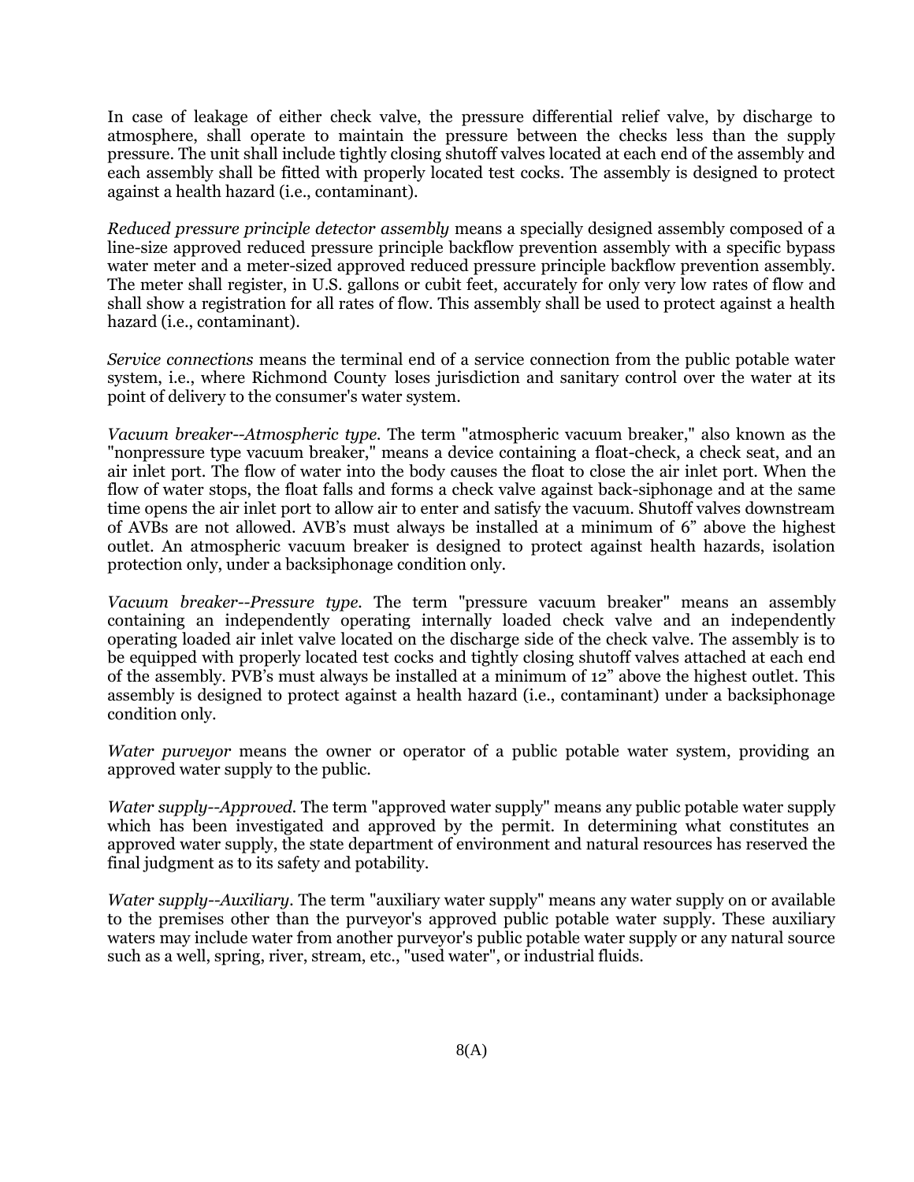In case of leakage of either check valve, the pressure differential relief valve, by discharge to atmosphere, shall operate to maintain the pressure between the checks less than the supply pressure. The unit shall include tightly closing shutoff valves located at each end of the assembly and each assembly shall be fitted with properly located test cocks. The assembly is designed to protect against a health hazard (i.e., contaminant).

*Reduced pressure principle detector assembly* means a specially designed assembly composed of a line-size approved reduced pressure principle backflow prevention assembly with a specific bypass water meter and a meter-sized approved reduced pressure principle backflow prevention assembly. The meter shall register, in U.S. gallons or cubit feet, accurately for only very low rates of flow and shall show a registration for all rates of flow. This assembly shall be used to protect against a health hazard (i.e., contaminant).

*Service connections* means the terminal end of a service connection from the public potable water system, i.e., where Richmond County loses jurisdiction and sanitary control over the water at its point of delivery to the consumer's water system.

*Vacuum breaker--Atmospheric type*. The term "atmospheric vacuum breaker," also known as the "nonpressure type vacuum breaker," means a device containing a float-check, a check seat, and an air inlet port. The flow of water into the body causes the float to close the air inlet port. When the flow of water stops, the float falls and forms a check valve against back-siphonage and at the same time opens the air inlet port to allow air to enter and satisfy the vacuum. Shutoff valves downstream of AVBs are not allowed. AVB's must always be installed at a minimum of 6" above the highest outlet. An atmospheric vacuum breaker is designed to protect against health hazards, isolation protection only, under a backsiphonage condition only.

*Vacuum breaker--Pressure type*. The term "pressure vacuum breaker" means an assembly containing an independently operating internally loaded check valve and an independently operating loaded air inlet valve located on the discharge side of the check valve. The assembly is to be equipped with properly located test cocks and tightly closing shutoff valves attached at each end of the assembly. PVB's must always be installed at a minimum of 12" above the highest outlet. This assembly is designed to protect against a health hazard (i.e., contaminant) under a backsiphonage condition only.

*Water purveyor* means the owner or operator of a public potable water system, providing an approved water supply to the public.

*Water supply--Approved*. The term "approved water supply" means any public potable water supply which has been investigated and approved by the permit. In determining what constitutes an approved water supply, the state department of environment and natural resources has reserved the final judgment as to its safety and potability.

*Water supply--Auxiliary*. The term "auxiliary water supply" means any water supply on or available to the premises other than the purveyor's approved public potable water supply. These auxiliary waters may include water from another purveyor's public potable water supply or any natural source such as a well, spring, river, stream, etc., "used water", or industrial fluids.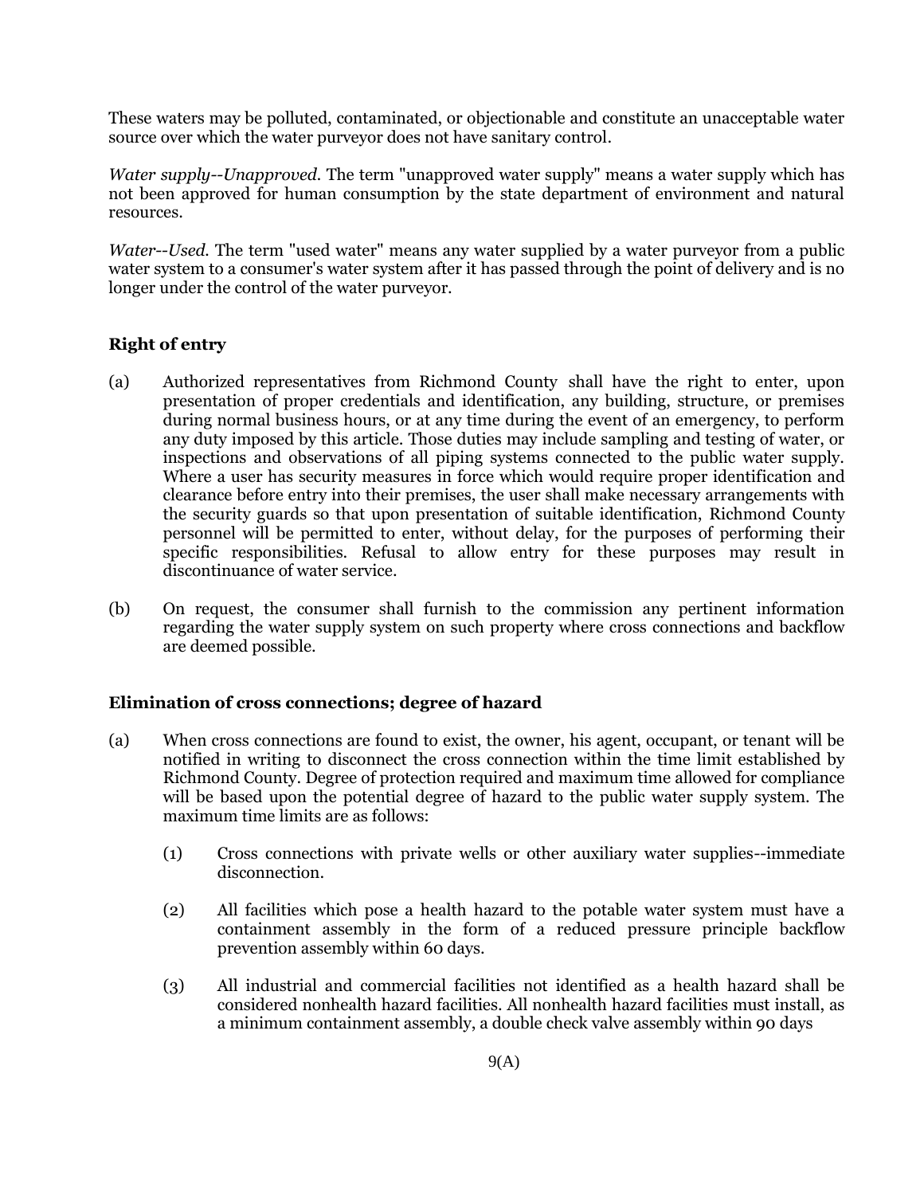These waters may be polluted, contaminated, or objectionable and constitute an unacceptable water source over which the water purveyor does not have sanitary control.

*Water supply--Unapproved.* The term "unapproved water supply" means a water supply which has not been approved for human consumption by the state department of environment and natural resources.

*Water--Used.* The term "used water" means any water supplied by a water purveyor from a public water system to a consumer's water system after it has passed through the point of delivery and is no longer under the control of the water purveyor.

**Right of entry**

(a) Authorized representatives from Richmond County shall have the right to enter, upon presentation of proper credentials and identification, any building, structure, or premises during normal business hours, or at any time during the event of an emergency, to perform any duty imposed by this article. Those duties may include sampling and testing of water, or inspections and observations of all piping systems connected to the public water supply. Where a user has security measures in force which would require proper identification and clearance before entry into their premises, the user shall make necessary arrangements with the security guards so that upon presentation of suitable identification, Richmond County personnel will be permitted to enter, without delay, for the purposes of performing their specific responsibilities. Refusal to allow entry for these purposes may result in discontinuance of water service.

(b) On request, the consumer shall furnish to the commission any pertinent information regarding the water supply system on such property where cross connections and backflow are deemed possible.

**Elimination of cross connections; degree of hazard**

(a) When cross connections are found to exist, the owner, his agent, occupant, or tenant will be notified in writing to disconnect the cross connection within the time limit established by Richmond County. Degree of protection required and maximum time allowed for compliance will be based upon the potential degree of hazard to the public water supply system. The maximum time limits are as follows:

 (1) Cross connections with private wells or other auxiliary water supplies--immediate disconnection.

 (2) All facilities which pose a health hazard to the potable water system must have a containment assembly in the form of a reduced pressure principle backflow prevention assembly within 60 days.

 (3) All industrial and commercial facilities not identified as a health hazard shall be considered nonhealth hazard facilities. All nonhealth hazard facilities must install, as a minimum containment assembly, a double check valve assembly within 90 days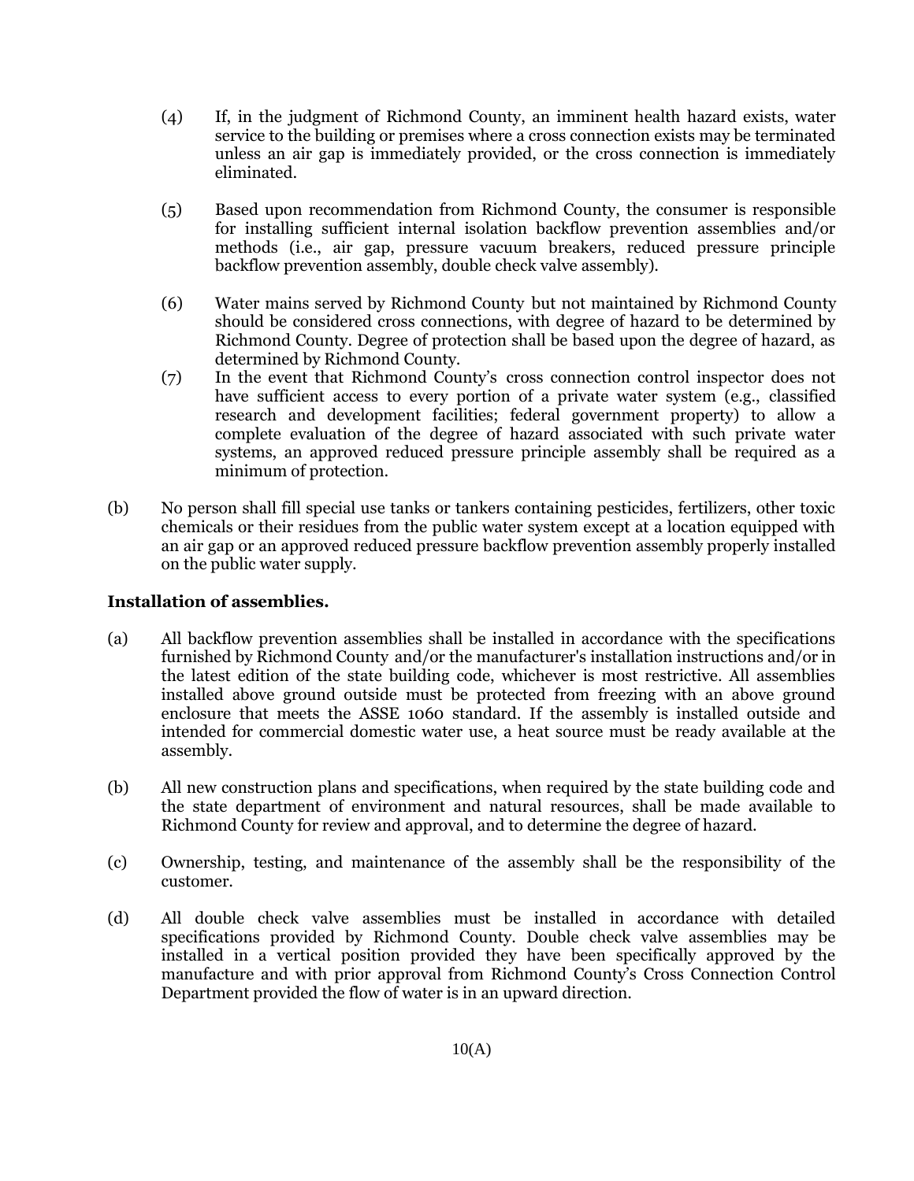(4) If, in the judgment of Richmond County, an imminent health hazard exists, water service to the building or premises where a cross connection exists may be terminated unless an air gap is immediately provided, or the cross connection is immediately eliminated.

(5) Based upon recommendation from Richmond County, the consumer is responsible for installing sufficient internal isolation backflow prevention assemblies and/or methods (i.e., air gap, pressure vacuum breakers, reduced pressure principle backflow prevention assembly, double check valve assembly).

(6) Water mains served by Richmond County but not maintained by Richmond County should be considered cross connections, with degree of hazard to be determined by Richmond County. Degree of protection shall be based upon the degree of hazard, as determined by Richmond County.

(7) In the event that Richmond County's cross connection control inspector does not have sufficient access to every portion of a private water system (e.g., classified research and development facilities; federal government property) to allow a complete evaluation of the degree of hazard associated with such private water systems, an approved reduced pressure principle assembly shall be required as a minimum of protection.

(b) No person shall fill special use tanks or tankers containing pesticides, fertilizers, other toxic chemicals or their residues from the public water system except at a location equipped with an air gap or an approved reduced pressure backflow prevention assembly properly installed on the public water supply.

**Installation of assemblies.**

(a) All backflow prevention assemblies shall be installed in accordance with the specifications furnished by Richmond County and/or the manufacturer's installation instructions and/or in the latest edition of the state building code, whichever is most restrictive. All assemblies installed above ground outside must be protected from freezing with an above ground enclosure that meets the ASSE 1060 standard. If the assembly is installed outside and intended for commercial domestic water use, a heat source must be ready available at the assembly.

(b) All new construction plans and specifications, when required by the state building code and the state department of environment and natural resources, shall be made available to Richmond County for review and approval, and to determine the degree of hazard.

(c) Ownership, testing, and maintenance of the assembly shall be the responsibility of the customer.

(d) All double check valve assemblies must be installed in accordance with detailed specifications provided by Richmond County. Double check valve assemblies may be installed in a vertical position provided they have been specifically approved by the manufacture and with prior approval from Richmond County's Cross Connection Control Department provided the flow of water is in an upward direction.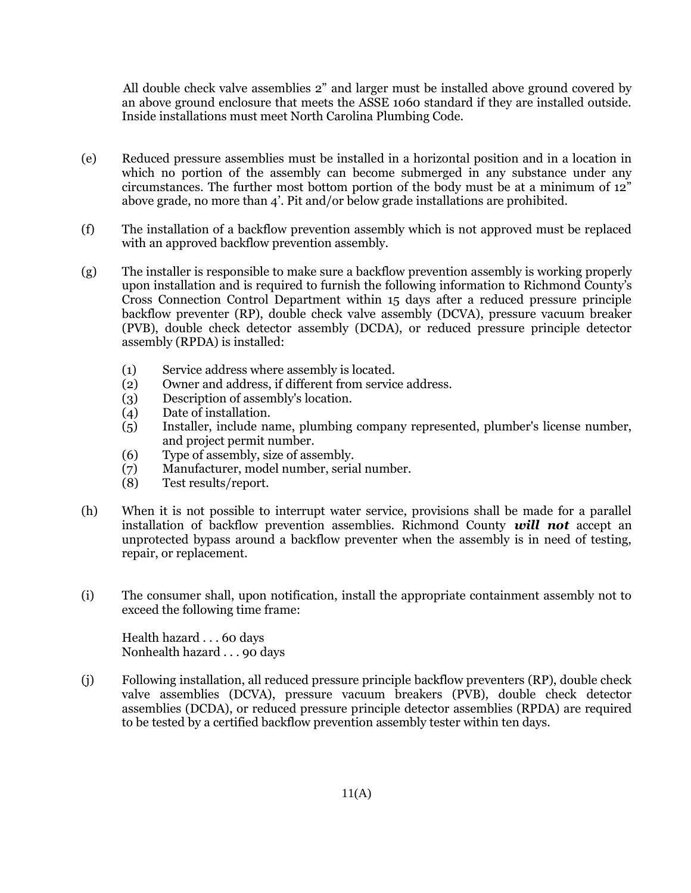All double check valve assemblies 2" and larger must be installed above ground covered by an above ground enclosure that meets the ASSE 1060 standard if they are installed outside. Inside installations must meet North Carolina Plumbing Code.

(e) Reduced pressure assemblies must be installed in a horizontal position and in a location in which no portion of the assembly can become submerged in any substance under any circumstances. The further most bottom portion of the body must be at a minimum of 12" above grade, no more than 4'. Pit and/or below grade installations are prohibited.

(f) The installation of a backflow prevention assembly which is not approved must be replaced with an approved backflow prevention assembly.

(g) The installer is responsible to make sure a backflow prevention assembly is working properly upon installation and is required to furnish the following information to Richmond County's Cross Connection Control Department within 15 days after a reduced pressure principle backflow preventer (RP), double check valve assembly (DCVA), pressure vacuum breaker (PVB), double check detector assembly (DCDA), or reduced pressure principle detector assembly (RPDA) is installed:

(1) Service address where assembly is located.
(2) Owner and address, if different from service address.
(3) Description of assembly's location.
(4) Date of installation.
(5) Installer, include name, plumbing company represented, plumber's license number, and project permit number.
(6) Type of assembly, size of assembly.
(7) Manufacturer, model number, serial number.
(8) Test results/report.

(h) When it is not possible to interrupt water service, provisions shall be made for a parallel installation of backflow prevention assemblies. Richmond County ***will not*** accept an unprotected bypass around a backflow preventer when the assembly is in need of testing, repair, or replacement.

(i) The consumer shall, upon notification, install the appropriate containment assembly not to exceed the following time frame:

Health hazard . . . 60 days
Nonhealth hazard . . . 90 days

(j) Following installation, all reduced pressure principle backflow preventers (RP), double check valve assemblies (DCVA), pressure vacuum breakers (PVB), double check detector assemblies (DCDA), or reduced pressure principle detector assemblies (RPDA) are required to be tested by a certified backflow prevention assembly tester within ten days.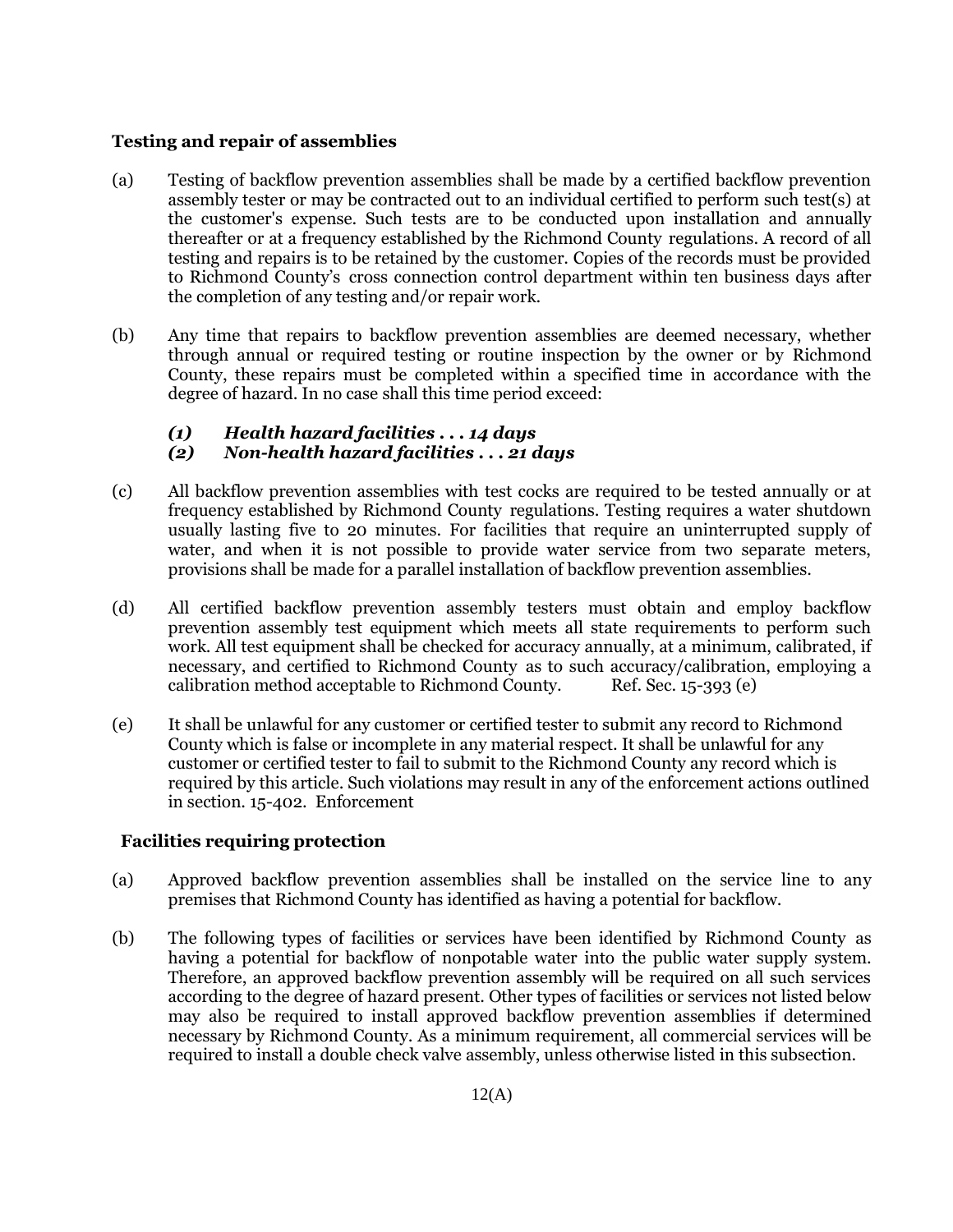### Testing and repair of assemblies

(a) Testing of backflow prevention assemblies shall be made by a certified backflow prevention assembly tester or may be contracted out to an individual certified to perform such test(s) at the customer's expense. Such tests are to be conducted upon installation and annually thereafter or at a frequency established by the Richmond County regulations. A record of all testing and repairs is to be retained by the customer. Copies of the records must be provided to Richmond County's cross connection control department within ten business days after the completion of any testing and/or repair work.

(b) Any time that repairs to backflow prevention assemblies are deemed necessary, whether through annual or required testing or routine inspection by the owner or by Richmond County, these repairs must be completed within a specified time in accordance with the degree of hazard. In no case shall this time period exceed:

***(1) Health hazard facilities . . . 14 days***
***(2) Non-health hazard facilities . . . 21 days***

(c) All backflow prevention assemblies with test cocks are required to be tested annually or at frequency established by Richmond County regulations. Testing requires a water shutdown usually lasting five to 20 minutes. For facilities that require an uninterrupted supply of water, and when it is not possible to provide water service from two separate meters, provisions shall be made for a parallel installation of backflow prevention assemblies.

(d) All certified backflow prevention assembly testers must obtain and employ backflow prevention assembly test equipment which meets all state requirements to perform such work. All test equipment shall be checked for accuracy annually, at a minimum, calibrated, if necessary, and certified to Richmond County as to such accuracy/calibration, employing a calibration method acceptable to Richmond County. Ref. Sec. 15-393 (e)

(e) It shall be unlawful for any customer or certified tester to submit any record to Richmond County which is false or incomplete in any material respect. It shall be unlawful for any customer or certified tester to fail to submit to the Richmond County any record which is required by this article. Such violations may result in any of the enforcement actions outlined in section. 15-402. Enforcement

### Facilities requiring protection

(a) Approved backflow prevention assemblies shall be installed on the service line to any premises that Richmond County has identified as having a potential for backflow.

(b) The following types of facilities or services have been identified by Richmond County as having a potential for backflow of nonpotable water into the public water supply system. Therefore, an approved backflow prevention assembly will be required on all such services according to the degree of hazard present. Other types of facilities or services not listed below may also be required to install approved backflow prevention assemblies if determined necessary by Richmond County. As a minimum requirement, all commercial services will be required to install a double check valve assembly, unless otherwise listed in this subsection.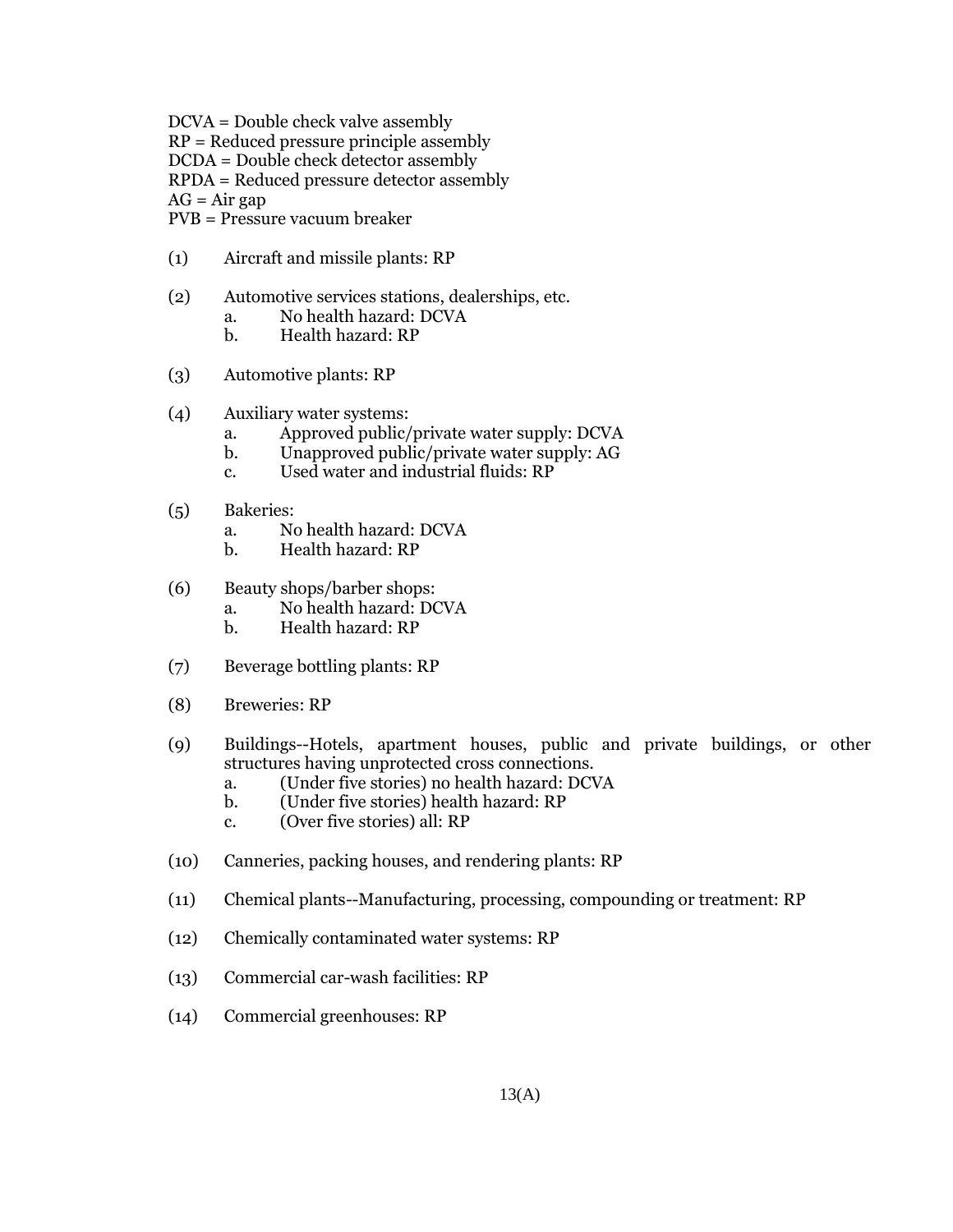DCVA = Double check valve assembly
RP = Reduced pressure principle assembly
DCDA = Double check detector assembly
RPDA = Reduced pressure detector assembly
AG = Air gap
PVB = Pressure vacuum breaker

(1) Aircraft and missile plants: RP

(2) Automotive services stations, dealerships, etc.
  a. No health hazard: DCVA
  b. Health hazard: RP

(3) Automotive plants: RP

(4) Auxiliary water systems:
  a. Approved public/private water supply: DCVA
  b. Unapproved public/private water supply: AG
  c. Used water and industrial fluids: RP

(5) Bakeries:
  a. No health hazard: DCVA
  b. Health hazard: RP

(6) Beauty shops/barber shops:
  a. No health hazard: DCVA
  b. Health hazard: RP

(7) Beverage bottling plants: RP

(8) Breweries: RP

(9) Buildings--Hotels, apartment houses, public and private buildings, or other structures having unprotected cross connections.
  a. (Under five stories) no health hazard: DCVA
  b. (Under five stories) health hazard: RP
  c. (Over five stories) all: RP

(10) Canneries, packing houses, and rendering plants: RP

(11) Chemical plants--Manufacturing, processing, compounding or treatment: RP

(12) Chemically contaminated water systems: RP

(13) Commercial car-wash facilities: RP

(14) Commercial greenhouses: RP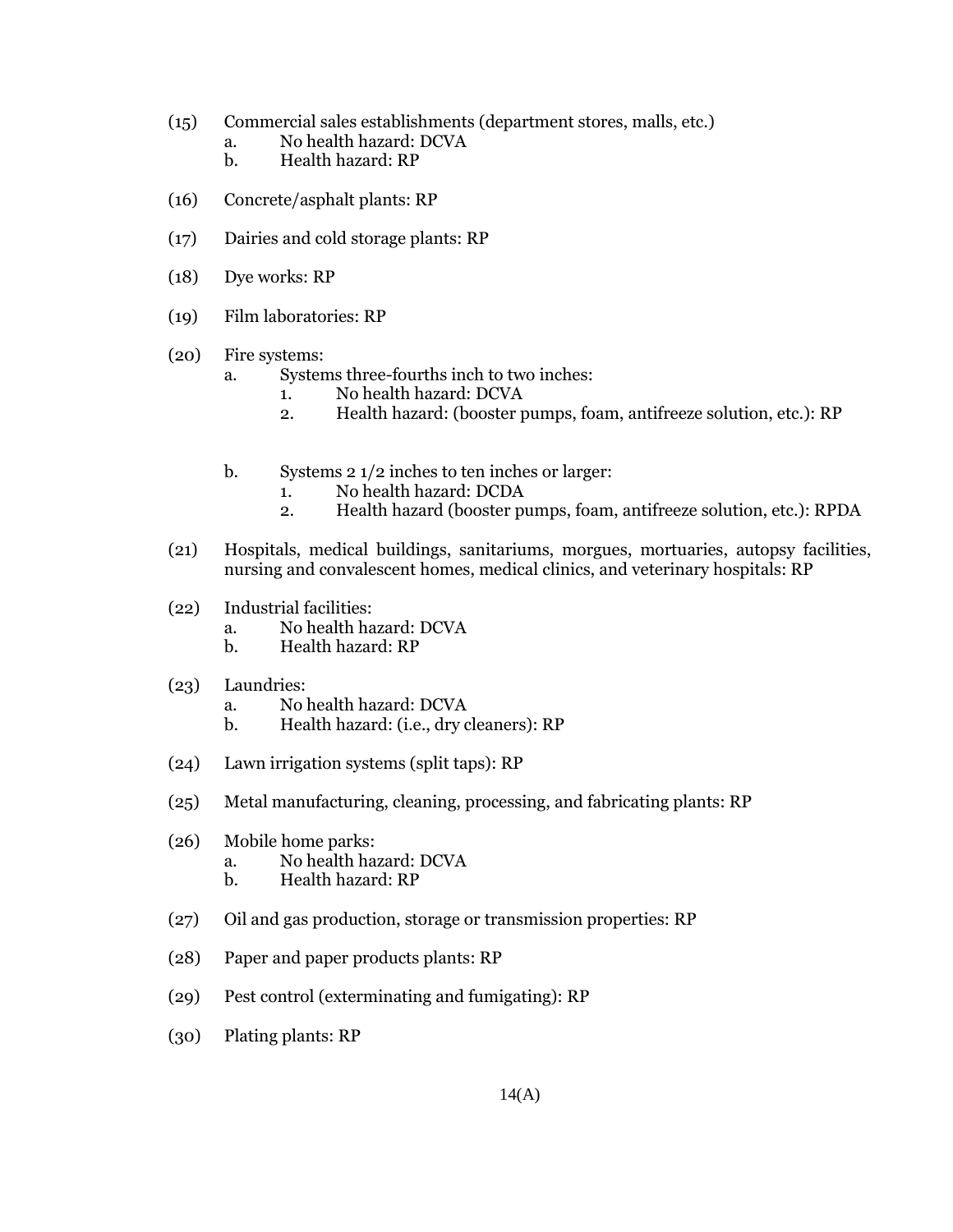(15) Commercial sales establishments (department stores, malls, etc.)
  a. No health hazard: DCVA
  b. Health hazard: RP

(16) Concrete/asphalt plants: RP

(17) Dairies and cold storage plants: RP

(18) Dye works: RP

(19) Film laboratories: RP

(20) Fire systems:
  a. Systems three-fourths inch to two inches:
    1. No health hazard: DCVA
    2. Health hazard: (booster pumps, foam, antifreeze solution, etc.): RP

  b. Systems 2 1/2 inches to ten inches or larger:
    1. No health hazard: DCDA
    2. Health hazard (booster pumps, foam, antifreeze solution, etc.): RPDA

(21) Hospitals, medical buildings, sanitariums, morgues, mortuaries, autopsy facilities, nursing and convalescent homes, medical clinics, and veterinary hospitals: RP

(22) Industrial facilities:
  a. No health hazard: DCVA
  b. Health hazard: RP

(23) Laundries:
  a. No health hazard: DCVA
  b. Health hazard: (i.e., dry cleaners): RP

(24) Lawn irrigation systems (split taps): RP

(25) Metal manufacturing, cleaning, processing, and fabricating plants: RP

(26) Mobile home parks:
  a. No health hazard: DCVA
  b. Health hazard: RP

(27) Oil and gas production, storage or transmission properties: RP

(28) Paper and paper products plants: RP

(29) Pest control (exterminating and fumigating): RP

(30) Plating plants: RP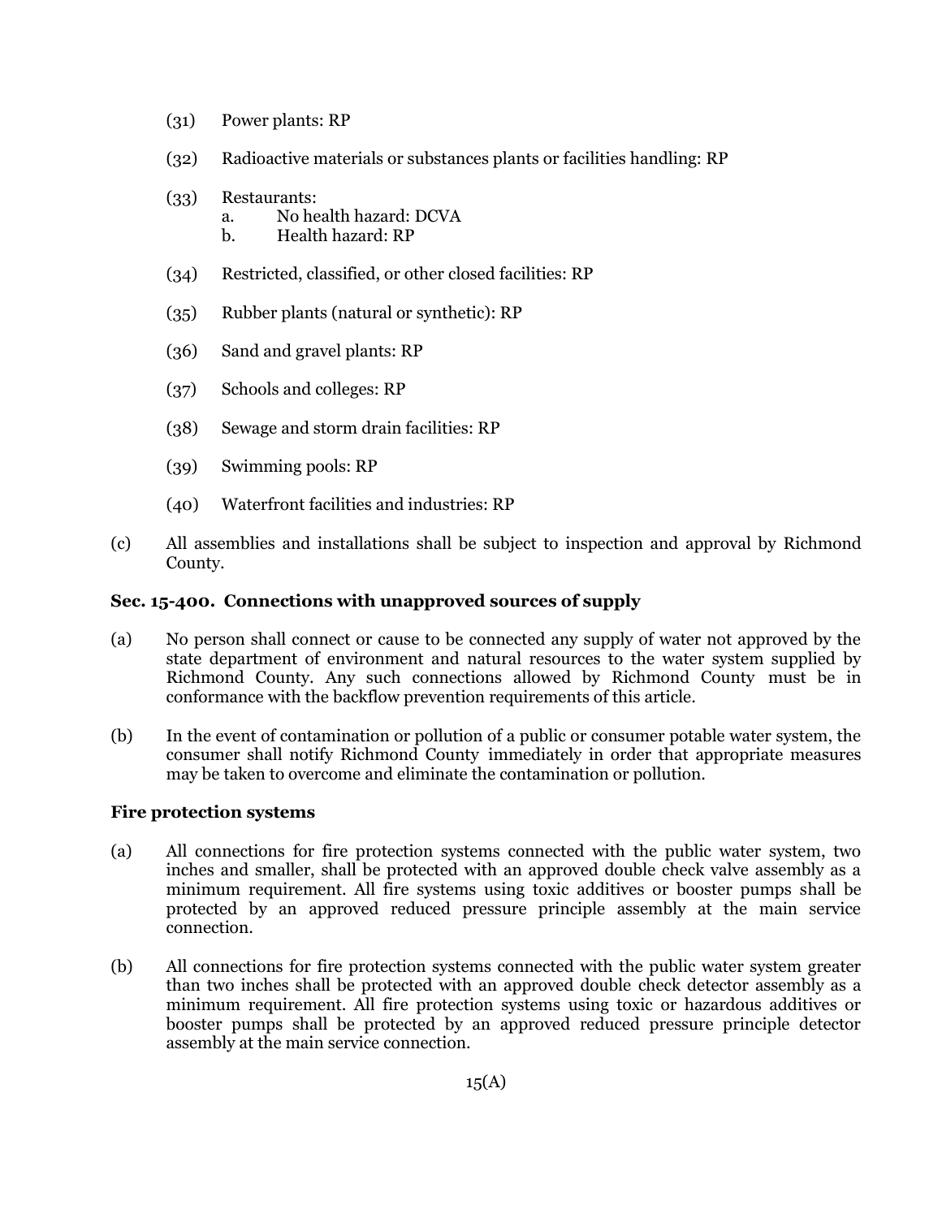(31) Power plants: RP

(32) Radioactive materials or substances plants or facilities handling: RP

(33) Restaurants:
   a. No health hazard: DCVA
   b. Health hazard: RP

(34) Restricted, classified, or other closed facilities: RP

(35) Rubber plants (natural or synthetic): RP

(36) Sand and gravel plants: RP

(37) Schools and colleges: RP

(38) Sewage and storm drain facilities: RP

(39) Swimming pools: RP

(40) Waterfront facilities and industries: RP

(c) All assemblies and installations shall be subject to inspection and approval by Richmond County.

**Sec. 15-400. Connections with unapproved sources of supply**

(a) No person shall connect or cause to be connected any supply of water not approved by the state department of environment and natural resources to the water system supplied by Richmond County. Any such connections allowed by Richmond County must be in conformance with the backflow prevention requirements of this article.

(b) In the event of contamination or pollution of a public or consumer potable water system, the consumer shall notify Richmond County immediately in order that appropriate measures may be taken to overcome and eliminate the contamination or pollution.

**Fire protection systems**

(a) All connections for fire protection systems connected with the public water system, two inches and smaller, shall be protected with an approved double check valve assembly as a minimum requirement. All fire systems using toxic additives or booster pumps shall be protected by an approved reduced pressure principle assembly at the main service connection.

(b) All connections for fire protection systems connected with the public water system greater than two inches shall be protected with an approved double check detector assembly as a minimum requirement. All fire protection systems using toxic or hazardous additives or booster pumps shall be protected by an approved reduced pressure principle detector assembly at the main service connection.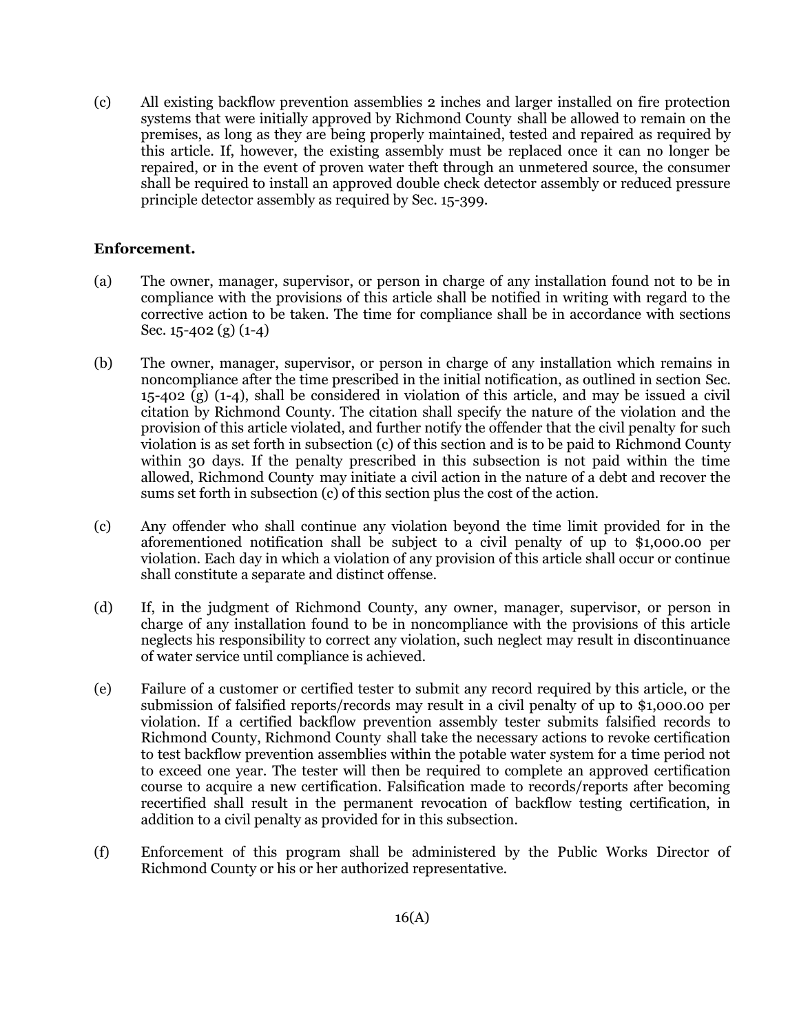(c) All existing backflow prevention assemblies 2 inches and larger installed on fire protection systems that were initially approved by Richmond County shall be allowed to remain on the premises, as long as they are being properly maintained, tested and repaired as required by this article. If, however, the existing assembly must be replaced once it can no longer be repaired, or in the event of proven water theft through an unmetered source, the consumer shall be required to install an approved double check detector assembly or reduced pressure principle detector assembly as required by Sec. 15-399.

**Enforcement.**

(a) The owner, manager, supervisor, or person in charge of any installation found not to be in compliance with the provisions of this article shall be notified in writing with regard to the corrective action to be taken. The time for compliance shall be in accordance with sections Sec. 15-402 (g) (1-4)

(b) The owner, manager, supervisor, or person in charge of any installation which remains in noncompliance after the time prescribed in the initial notification, as outlined in section Sec. 15-402 (g) (1-4), shall be considered in violation of this article, and may be issued a civil citation by Richmond County. The citation shall specify the nature of the violation and the provision of this article violated, and further notify the offender that the civil penalty for such violation is as set forth in subsection (c) of this section and is to be paid to Richmond County within 30 days. If the penalty prescribed in this subsection is not paid within the time allowed, Richmond County may initiate a civil action in the nature of a debt and recover the sums set forth in subsection (c) of this section plus the cost of the action.

(c) Any offender who shall continue any violation beyond the time limit provided for in the aforementioned notification shall be subject to a civil penalty of up to $1,000.00 per violation. Each day in which a violation of any provision of this article shall occur or continue shall constitute a separate and distinct offense.

(d) If, in the judgment of Richmond County, any owner, manager, supervisor, or person in charge of any installation found to be in noncompliance with the provisions of this article neglects his responsibility to correct any violation, such neglect may result in discontinuance of water service until compliance is achieved.

(e) Failure of a customer or certified tester to submit any record required by this article, or the submission of falsified reports/records may result in a civil penalty of up to $1,000.00 per violation. If a certified backflow prevention assembly tester submits falsified records to Richmond County, Richmond County shall take the necessary actions to revoke certification to test backflow prevention assemblies within the potable water system for a time period not to exceed one year. The tester will then be required to complete an approved certification course to acquire a new certification. Falsification made to records/reports after becoming recertified shall result in the permanent revocation of backflow testing certification, in addition to a civil penalty as provided for in this subsection.

(f) Enforcement of this program shall be administered by the Public Works Director of Richmond County or his or her authorized representative.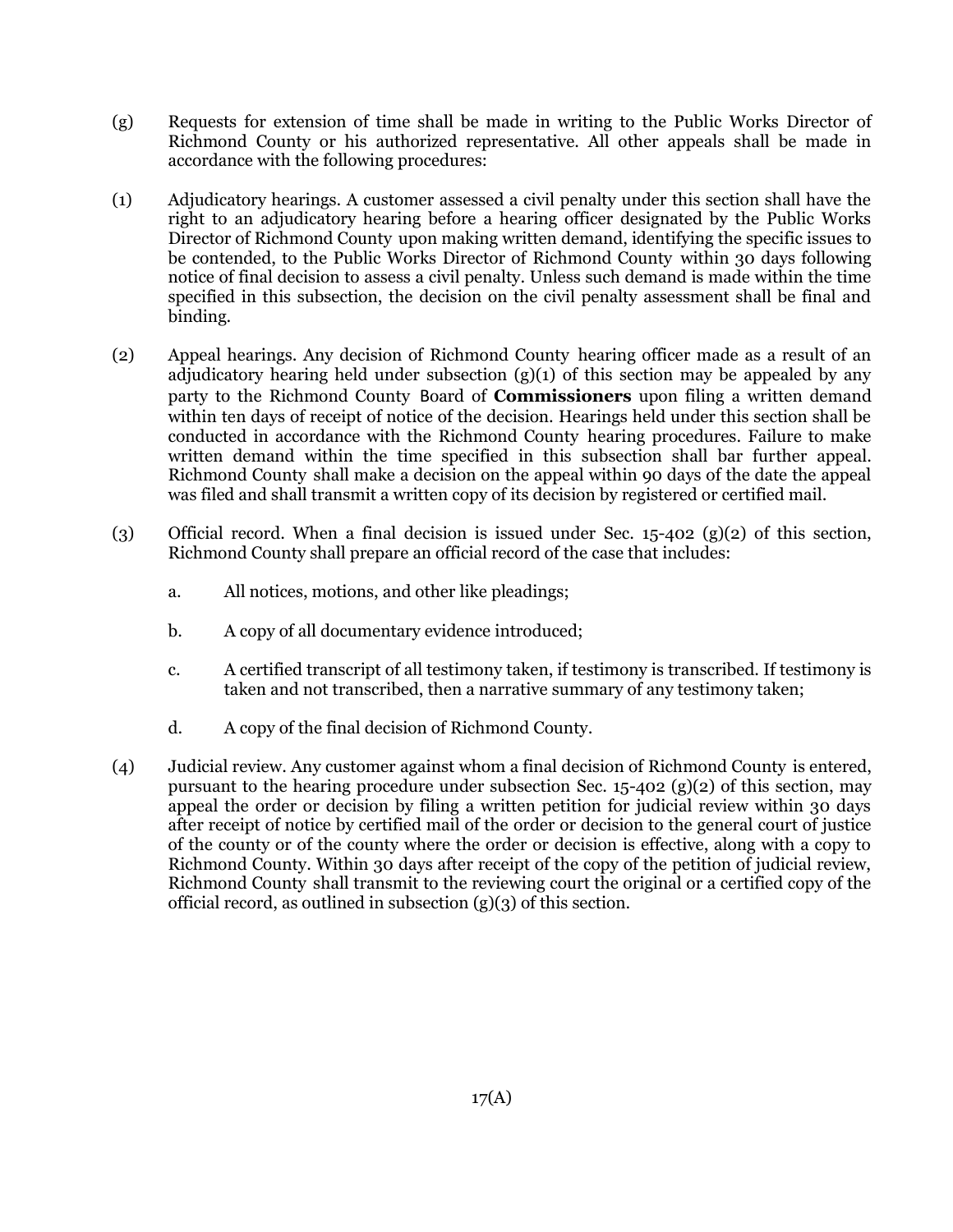(g) Requests for extension of time shall be made in writing to the Public Works Director of Richmond County or his authorized representative. All other appeals shall be made in accordance with the following procedures:

(1) Adjudicatory hearings. A customer assessed a civil penalty under this section shall have the right to an adjudicatory hearing before a hearing officer designated by the Public Works Director of Richmond County upon making written demand, identifying the specific issues to be contended, to the Public Works Director of Richmond County within 30 days following notice of final decision to assess a civil penalty. Unless such demand is made within the time specified in this subsection, the decision on the civil penalty assessment shall be final and binding.

(2) Appeal hearings. Any decision of Richmond County hearing officer made as a result of an adjudicatory hearing held under subsection (g)(1) of this section may be appealed by any party to the Richmond County Board of **Commissioners** upon filing a written demand within ten days of receipt of notice of the decision. Hearings held under this section shall be conducted in accordance with the Richmond County hearing procedures. Failure to make written demand within the time specified in this subsection shall bar further appeal. Richmond County shall make a decision on the appeal within 90 days of the date the appeal was filed and shall transmit a written copy of its decision by registered or certified mail.

(3) Official record. When a final decision is issued under Sec. 15-402 (g)(2) of this section, Richmond County shall prepare an official record of the case that includes:

  a. All notices, motions, and other like pleadings;

  b. A copy of all documentary evidence introduced;

  c. A certified transcript of all testimony taken, if testimony is transcribed. If testimony is taken and not transcribed, then a narrative summary of any testimony taken;

  d. A copy of the final decision of Richmond County.

(4) Judicial review. Any customer against whom a final decision of Richmond County is entered, pursuant to the hearing procedure under subsection Sec. 15-402 (g)(2) of this section, may appeal the order or decision by filing a written petition for judicial review within 30 days after receipt of notice by certified mail of the order or decision to the general court of justice of the county or of the county where the order or decision is effective, along with a copy to Richmond County. Within 30 days after receipt of the copy of the petition of judicial review, Richmond County shall transmit to the reviewing court the original or a certified copy of the official record, as outlined in subsection (g)(3) of this section.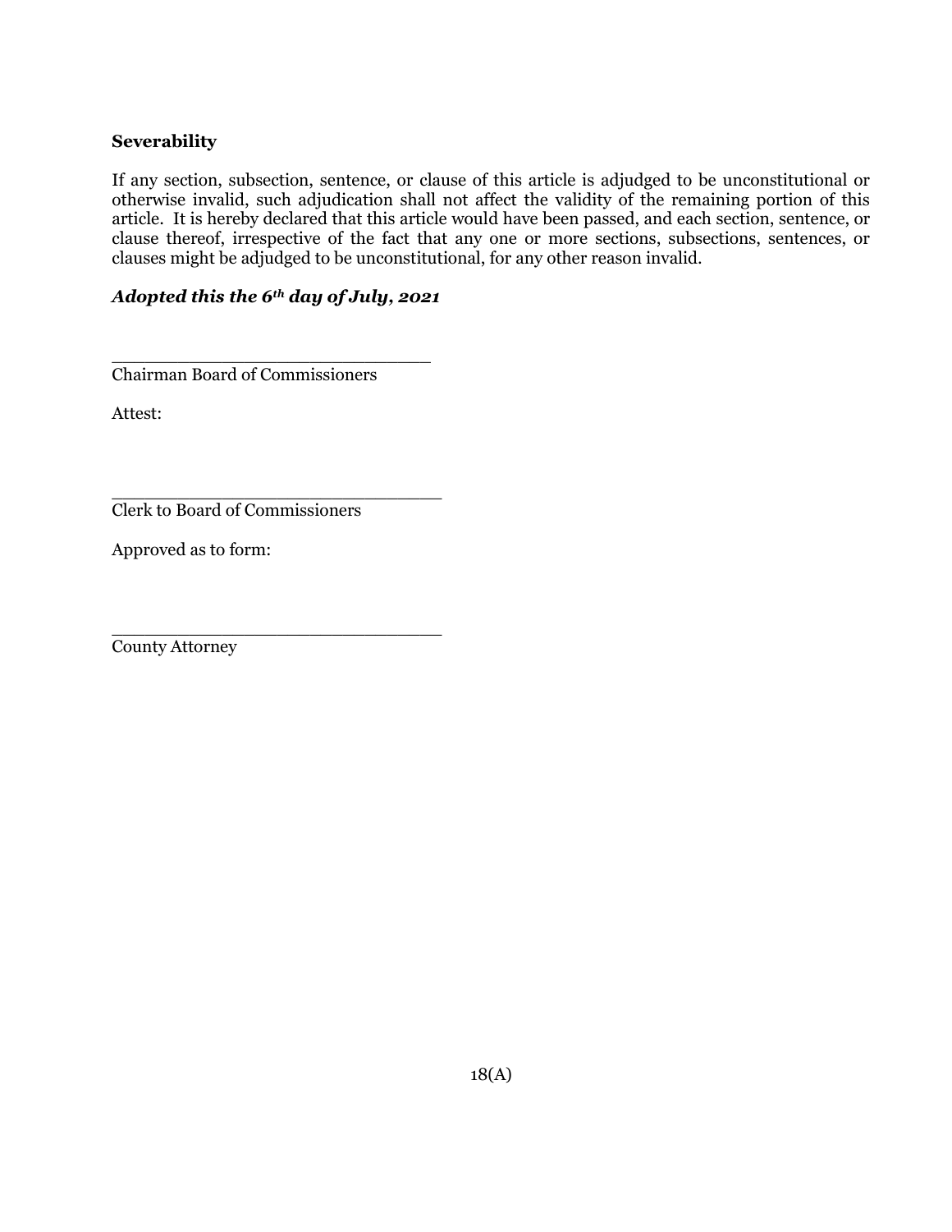**Severability**

If any section, subsection, sentence, or clause of this article is adjudged to be unconstitutional or otherwise invalid, such adjudication shall not affect the validity of the remaining portion of this article. It is hereby declared that this article would have been passed, and each section, sentence, or clause thereof, irrespective of the fact that any one or more sections, subsections, sentences, or clauses might be adjudged to be unconstitutional, for any other reason invalid.

***Adopted this the 6th day of July, 2021***

\_\_\_\_\_\_\_\_\_\_\_\_\_\_\_\_\_\_\_\_\_\_\_\_\_\_\_\_\_\_
Chairman Board of Commissioners

Attest:

\_\_\_\_\_\_\_\_\_\_\_\_\_\_\_\_\_\_\_\_\_\_\_\_\_\_\_\_\_\_
Clerk to Board of Commissioners

Approved as to form:

\_\_\_\_\_\_\_\_\_\_\_\_\_\_\_\_\_\_\_\_\_\_\_\_\_\_\_\_\_\_
County Attorney

18(A)